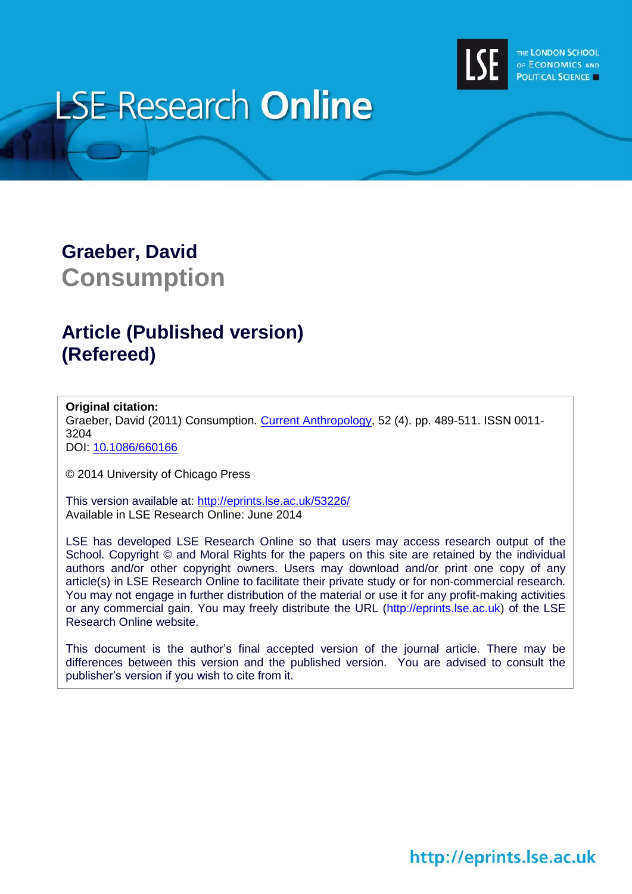LSE Research **Online**

THE LONDON SCHOOL OF ECONOMICS AND POLITICAL SCIENCE

## Graeber, David
# Consumption

## Article (Published version) (Refereed)

**Original citation:**
Graeber, David (2011) Consumption. Current Anthropology, 52 (4). pp. 489-511. ISSN 0011-3204
DOI: 10.1086/660166

© 2014 University of Chicago Press

This version available at: http://eprints.lse.ac.uk/53226/
Available in LSE Research Online: June 2014

LSE has developed LSE Research Online so that users may access research output of the School. Copyright © and Moral Rights for the papers on this site are retained by the individual authors and/or other copyright owners. Users may download and/or print one copy of any article(s) in LSE Research Online to facilitate their private study or for non-commercial research. You may not engage in further distribution of the material or use it for any profit-making activities or any commercial gain. You may freely distribute the URL (http://eprints.lse.ac.uk) of the LSE Research Online website.

This document is the author's final accepted version of the journal article. There may be differences between this version and the published version. You are advised to consult the publisher's version if you wish to cite from it.

http://eprints.lse.ac.uk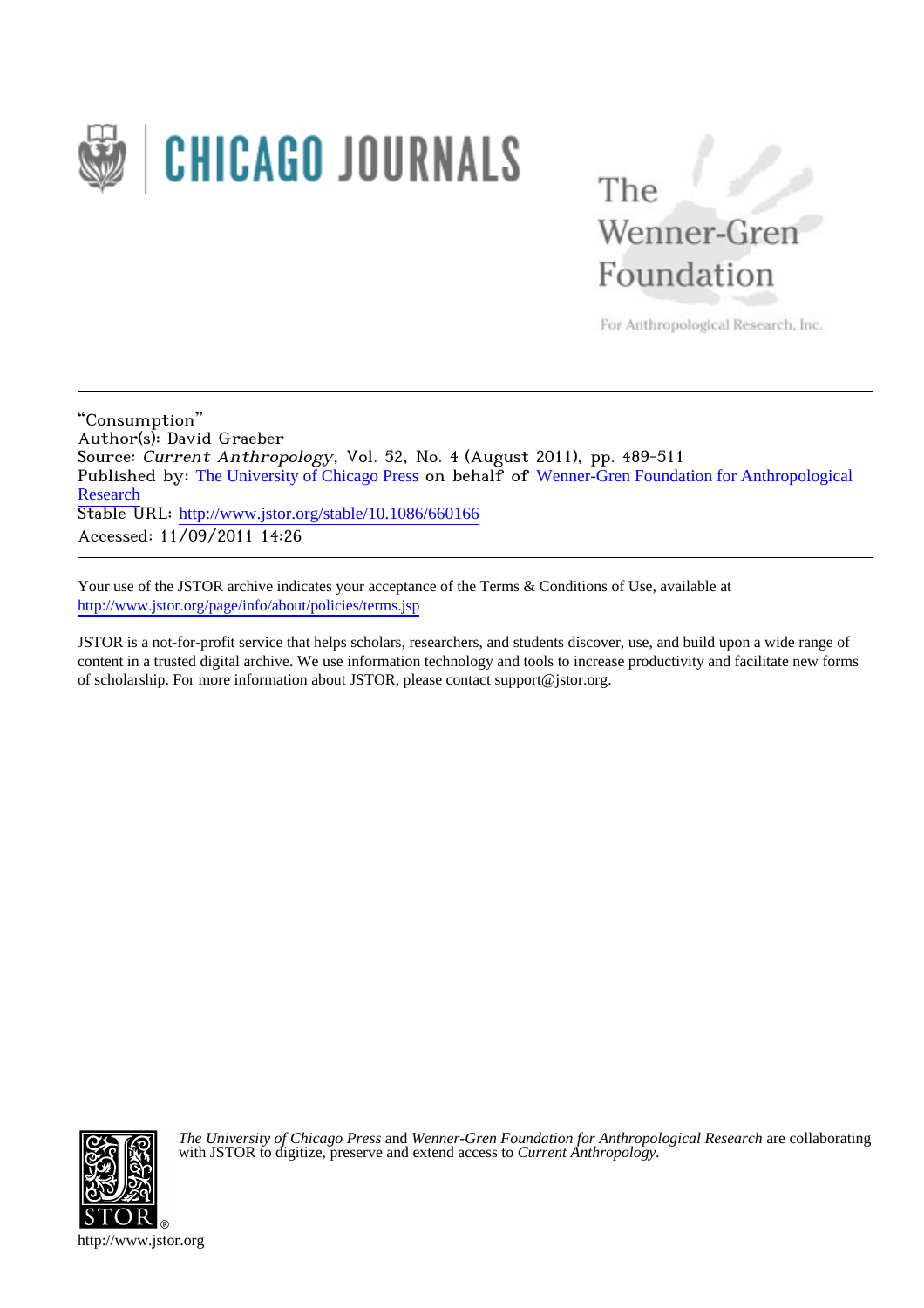"Consumption"
Author(s): David Graeber
Source: *Current Anthropology*, Vol. 52, No. 4 (August 2011), pp. 489-511
Published by: The University of Chicago Press on behalf of Wenner-Gren Foundation for Anthropological Research
Stable URL: http://www.jstor.org/stable/10.1086/660166
Accessed: 11/09/2011 14:26

---

Your use of the JSTOR archive indicates your acceptance of the Terms & Conditions of Use, available at http://www.jstor.org/page/info/about/policies/terms.jsp

JSTOR is a not-for-profit service that helps scholars, researchers, and students discover, use, and build upon a wide range of content in a trusted digital archive. We use information technology and tools to increase productivity and facilitate new forms of scholarship. For more information about JSTOR, please contact support@jstor.org.

*The University of Chicago Press* and *Wenner-Gren Foundation for Anthropological Research* are collaborating with JSTOR to digitize, preserve and extend access to *Current Anthropology*.

http://www.jstor.org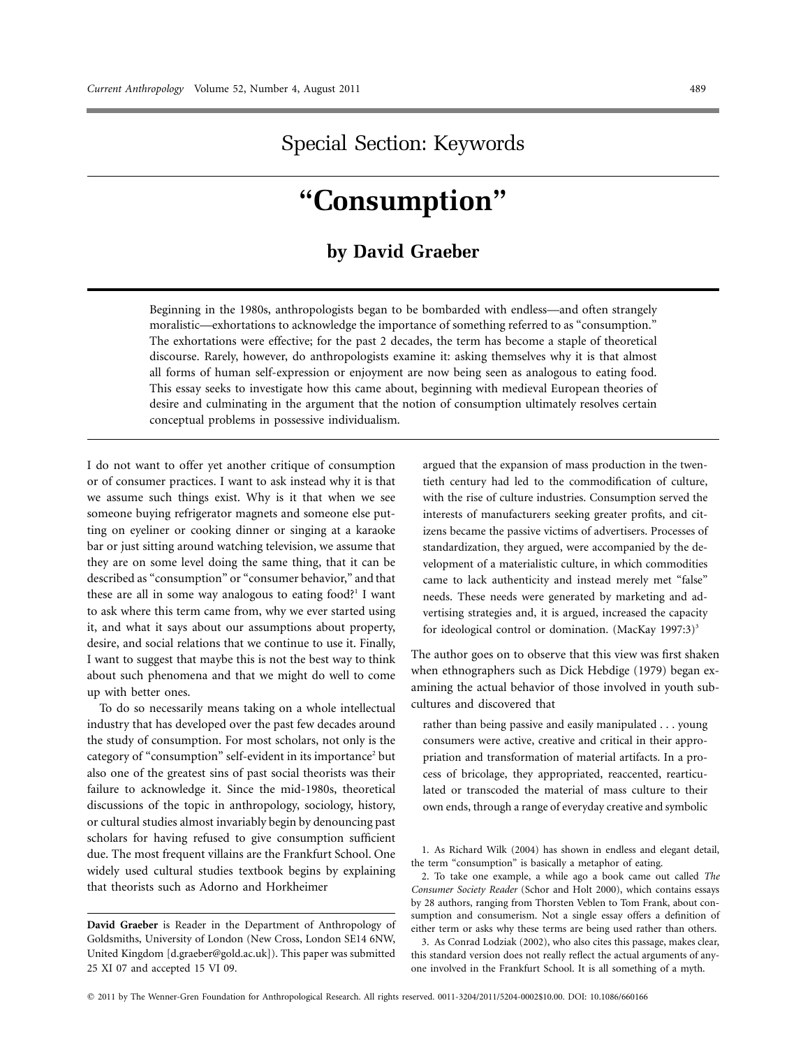Special Section: Keywords

# "Consumption"

## by David Graeber

Beginning in the 1980s, anthropologists began to be bombarded with endless—and often strangely moralistic—exhortations to acknowledge the importance of something referred to as "consumption." The exhortations were effective; for the past 2 decades, the term has become a staple of theoretical discourse. Rarely, however, do anthropologists examine it: asking themselves why it is that almost all forms of human self-expression or enjoyment are now being seen as analogous to eating food. This essay seeks to investigate how this came about, beginning with medieval European theories of desire and culminating in the argument that the notion of consumption ultimately resolves certain conceptual problems in possessive individualism.

I do not want to offer yet another critique of consumption or of consumer practices. I want to ask instead why it is that we assume such things exist. Why is it that when we see someone buying refrigerator magnets and someone else putting on eyeliner or cooking dinner or singing at a karaoke bar or just sitting around watching television, we assume that they are on some level doing the same thing, that it can be described as "consumption" or "consumer behavior," and that these are all in some way analogous to eating food?[1] I want to ask where this term came from, why we ever started using it, and what it says about our assumptions about property, desire, and social relations that we continue to use it. Finally, I want to suggest that maybe this is not the best way to think about such phenomena and that we might do well to come up with better ones.

To do so necessarily means taking on a whole intellectual industry that has developed over the past few decades around the study of consumption. For most scholars, not only is the category of "consumption" self-evident in its importance[2] but also one of the greatest sins of past social theorists was their failure to acknowledge it. Since the mid-1980s, theoretical discussions of the topic in anthropology, sociology, history, or cultural studies almost invariably begin by denouncing past scholars for having refused to give consumption sufficient due. The most frequent villains are the Frankfurt School. One widely used cultural studies textbook begins by explaining that theorists such as Adorno and Horkheimer

> argued that the expansion of mass production in the twentieth century had led to the commodification of culture, with the rise of culture industries. Consumption served the interests of manufacturers seeking greater profits, and citizens became the passive victims of advertisers. Processes of standardization, they argued, were accompanied by the development of a materialistic culture, in which commodities came to lack authenticity and instead merely met "false" needs. These needs were generated by marketing and advertising strategies and, it is argued, increased the capacity for ideological control or domination. (MacKay 1997:3)[3]

The author goes on to observe that this view was first shaken when ethnographers such as Dick Hebdige (1979) began examining the actual behavior of those involved in youth subcultures and discovered that

> rather than being passive and easily manipulated . . . young consumers were active, creative and critical in their appropriation and transformation of material artifacts. In a process of bricolage, they appropriated, reaccented, rearticulated or transcoded the material of mass culture to their own ends, through a range of everyday creative and symbolic

**David Graeber** is Reader in the Department of Anthropology of Goldsmiths, University of London (New Cross, London SE14 6NW, United Kingdom [d.graeber@gold.ac.uk]). This paper was submitted 25 XI 07 and accepted 15 VI 09.

1. As Richard Wilk (2004) has shown in endless and elegant detail, the term "consumption" is basically a metaphor of eating.

2. To take one example, a while ago a book came out called *The Consumer Society Reader* (Schor and Holt 2000), which contains essays by 28 authors, ranging from Thorsten Veblen to Tom Frank, about consumption and consumerism. Not a single essay offers a definition of either term or asks why these terms are being used rather than others.

3. As Conrad Lodziak (2002), who also cites this passage, makes clear, this standard version does not really reflect the actual arguments of anyone involved in the Frankfurt School. It is all something of a myth.

© 2011 by The Wenner-Gren Foundation for Anthropological Research. All rights reserved. 0011-3204/2011/5204-0002$10.00. DOI: 10.1086/660166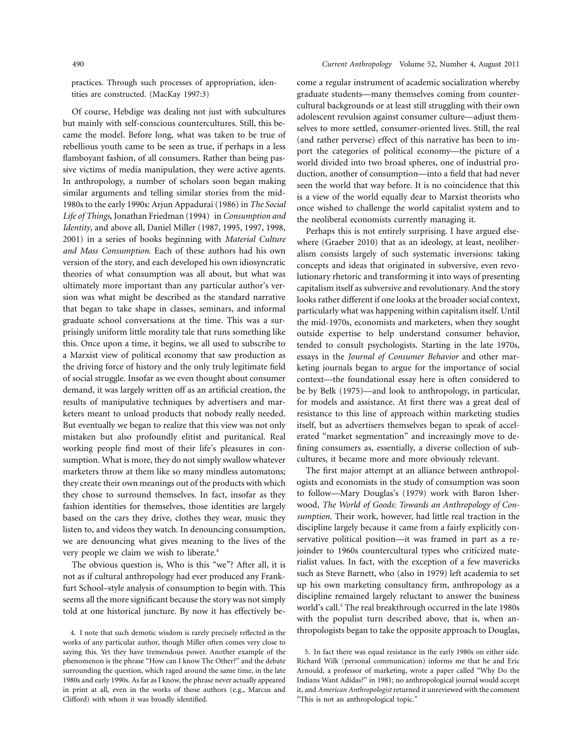practices. Through such processes of appropriation, identities are constructed. (MacKay 1997:3)

Of course, Hebdige was dealing not just with subcultures but mainly with self-conscious countercultures. Still, this became the model. Before long, what was taken to be true of rebellious youth came to be seen as true, if perhaps in a less flamboyant fashion, of all consumers. Rather than being passive victims of media manipulation, they were active agents. In anthropology, a number of scholars soon began making similar arguments and telling similar stories from the mid-1980s to the early 1990s: Arjun Appadurai (1986) in *The Social Life of Things*, Jonathan Friedman (1994) in *Consumption and Identity*, and above all, Daniel Miller (1987, 1995, 1997, 1998, 2001) in a series of books beginning with *Material Culture and Mass Consumption.* Each of these authors had his own version of the story, and each developed his own idiosyncratic theories of what consumption was all about, but what was ultimately more important than any particular author's version was what might be described as the standard narrative that began to take shape in classes, seminars, and informal graduate school conversations at the time. This was a surprisingly uniform little morality tale that runs something like this. Once upon a time, it begins, we all used to subscribe to a Marxist view of political economy that saw production as the driving force of history and the only truly legitimate field of social struggle. Insofar as we even thought about consumer demand, it was largely written off as an artificial creation, the results of manipulative techniques by advertisers and marketers meant to unload products that nobody really needed. But eventually we began to realize that this view was not only mistaken but also profoundly elitist and puritanical. Real working people find most of their life's pleasures in consumption. What is more, they do not simply swallow whatever marketers throw at them like so many mindless automatons; they create their own meanings out of the products with which they chose to surround themselves. In fact, insofar as they fashion identities for themselves, those identities are largely based on the cars they drive, clothes they wear, music they listen to, and videos they watch. In denouncing consumption, we are denouncing what gives meaning to the lives of the very people we claim we wish to liberate.[4]

The obvious question is, Who is this "we"? After all, it is not as if cultural anthropology had ever produced any Frankfurt School–style analysis of consumption to begin with. This seems all the more significant because the story was not simply told at one historical juncture. By now it has effectively become a regular instrument of academic socialization whereby graduate students—many themselves coming from countercultural backgrounds or at least still struggling with their own adolescent revulsion against consumer culture—adjust themselves to more settled, consumer-oriented lives. Still, the real (and rather perverse) effect of this narrative has been to import the categories of political economy—the picture of a world divided into two broad spheres, one of industrial production, another of consumption—into a field that had never seen the world that way before. It is no coincidence that this is a view of the world equally dear to Marxist theorists who once wished to challenge the world capitalist system and to the neoliberal economists currently managing it.

Perhaps this is not entirely surprising. I have argued elsewhere (Graeber 2010) that as an ideology, at least, neoliberalism consists largely of such systematic inversions: taking concepts and ideas that originated in subversive, even revolutionary rhetoric and transforming it into ways of presenting capitalism itself as subversive and revolutionary. And the story looks rather different if one looks at the broader social context, particularly what was happening within capitalism itself. Until the mid-1970s, economists and marketers, when they sought outside expertise to help understand consumer behavior, tended to consult psychologists. Starting in the late 1970s, essays in the *Journal of Consumer Behavior* and other marketing journals began to argue for the importance of social context—the foundational essay here is often considered to be by Belk (1975)—and look to anthropology, in particular, for models and assistance. At first there was a great deal of resistance to this line of approach within marketing studies itself, but as advertisers themselves began to speak of accelerated "market segmentation" and increasingly move to defining consumers as, essentially, a diverse collection of subcultures, it became more and more obviously relevant.

The first major attempt at an alliance between anthropologists and economists in the study of consumption was soon to follow—Mary Douglas's (1979) work with Baron Isherwood, *The World of Goods: Towards an Anthropology of Consumption*. Their work, however, had little real traction in the discipline largely because it came from a fairly explicitly conservative political position—it was framed in part as a rejoinder to 1960s countercultural types who criticized materialist values. In fact, with the exception of a few mavericks such as Steve Barnett, who (also in 1979) left academia to set up his own marketing consultancy firm, anthropology as a discipline remained largely reluctant to answer the business world's call.[5] The real breakthrough occurred in the late 1980s with the populist turn described above, that is, when anthropologists began to take the opposite approach to Douglas,

4. I note that such demotic wisdom is rarely precisely reflected in the works of any particular author, though Miller often comes very close to saying this. Yet they have tremendous power. Another example of the phenomenon is the phrase "How can I know The Other?" and the debate surrounding the question, which raged around the same time, in the late 1980s and early 1990s. As far as I know, the phrase never actually appeared in print at all, even in the works of those authors (e.g., Marcus and Clifford) with whom it was broadly identified.

5. In fact there was equal resistance in the early 1980s on either side. Richard Wilk (personal communication) informs me that he and Eric Arnould, a professor of marketing, wrote a paper called "Why Do the Indians Want Adidas?" in 1981; no anthropological journal would accept it, and *American Anthropologist* returned it unreviewed with the comment "This is not an anthropological topic."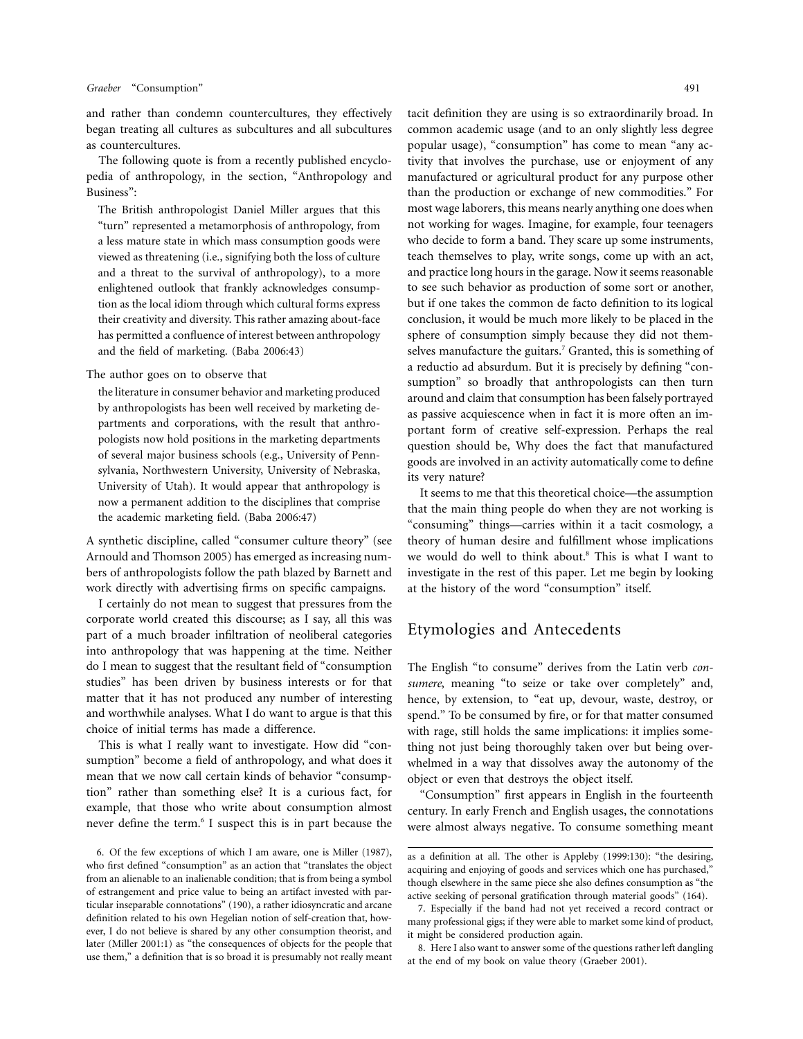and rather than condemn countercultures, they effectively began treating all cultures as subcultures and all subcultures as countercultures.

The following quote is from a recently published encyclopedia of anthropology, in the section, "Anthropology and Business":

> The British anthropologist Daniel Miller argues that this "turn" represented a metamorphosis of anthropology, from a less mature state in which mass consumption goods were viewed as threatening (i.e., signifying both the loss of culture and a threat to the survival of anthropology), to a more enlightened outlook that frankly acknowledges consumption as the local idiom through which cultural forms express their creativity and diversity. This rather amazing about-face has permitted a confluence of interest between anthropology and the field of marketing. (Baba 2006:43)

The author goes on to observe that

> the literature in consumer behavior and marketing produced by anthropologists has been well received by marketing departments and corporations, with the result that anthropologists now hold positions in the marketing departments of several major business schools (e.g., University of Pennsylvania, Northwestern University, University of Nebraska, University of Utah). It would appear that anthropology is now a permanent addition to the disciplines that comprise the academic marketing field. (Baba 2006:47)

A synthetic discipline, called "consumer culture theory" (see Arnould and Thomson 2005) has emerged as increasing numbers of anthropologists follow the path blazed by Barnett and work directly with advertising firms on specific campaigns.

I certainly do not mean to suggest that pressures from the corporate world created this discourse; as I say, all this was part of a much broader infiltration of neoliberal categories into anthropology that was happening at the time. Neither do I mean to suggest that the resultant field of "consumption studies" has been driven by business interests or for that matter that it has not produced any number of interesting and worthwhile analyses. What I do want to argue is that this choice of initial terms has made a difference.

This is what I really want to investigate. How did "consumption" become a field of anthropology, and what does it mean that we now call certain kinds of behavior "consumption" rather than something else? It is a curious fact, for example, that those who write about consumption almost never define the term.[6] I suspect this is in part because the tacit definition they are using is so extraordinarily broad. In common academic usage (and to an only slightly less degree popular usage), "consumption" has come to mean "any activity that involves the purchase, use or enjoyment of any manufactured or agricultural product for any purpose other than the production or exchange of new commodities." For most wage laborers, this means nearly anything one does when not working for wages. Imagine, for example, four teenagers who decide to form a band. They scare up some instruments, teach themselves to play, write songs, come up with an act, and practice long hours in the garage. Now it seems reasonable to see such behavior as production of some sort or another, but if one takes the common de facto definition to its logical conclusion, it would be much more likely to be placed in the sphere of consumption simply because they did not themselves manufacture the guitars.[7] Granted, this is something of a reductio ad absurdum. But it is precisely by defining "consumption" so broadly that anthropologists can then turn around and claim that consumption has been falsely portrayed as passive acquiescence when in fact it is more often an important form of creative self-expression. Perhaps the real question should be, Why does the fact that manufactured goods are involved in an activity automatically come to define its very nature?

It seems to me that this theoretical choice—the assumption that the main thing people do when they are not working is "consuming" things—carries within it a tacit cosmology, a theory of human desire and fulfillment whose implications we would do well to think about.[8] This is what I want to investigate in the rest of this paper. Let me begin by looking at the history of the word "consumption" itself.

## Etymologies and Antecedents

The English "to consume" derives from the Latin verb *consumere*, meaning "to seize or take over completely" and, hence, by extension, to "eat up, devour, waste, destroy, or spend." To be consumed by fire, or for that matter consumed with rage, still holds the same implications: it implies something not just being thoroughly taken over but being overwhelmed in a way that dissolves away the autonomy of the object or even that destroys the object itself.

"Consumption" first appears in English in the fourteenth century. In early French and English usages, the connotations were almost always negative. To consume something meant

---

6. Of the few exceptions of which I am aware, one is Miller (1987), who first defined "consumption" as an action that "translates the object from an alienable to an inalienable condition; that is from being a symbol of estrangement and price value to being an artifact invested with particular inseparable connotations" (190), a rather idiosyncratic and arcane definition related to his own Hegelian notion of self-creation that, however, I do not believe is shared by any other consumption theorist, and later (Miller 2001:1) as "the consequences of objects for the people that use them," a definition that is so broad it is presumably not really meant as a definition at all. The other is Appleby (1999:130): "the desiring, acquiring and enjoying of goods and services which one has purchased," though elsewhere in the same piece she also defines consumption as "the active seeking of personal gratification through material goods" (164).

7. Especially if the band had not yet received a record contract or many professional gigs; if they were able to market some kind of product, it might be considered production again.

8. Here I also want to answer some of the questions rather left dangling at the end of my book on value theory (Graeber 2001).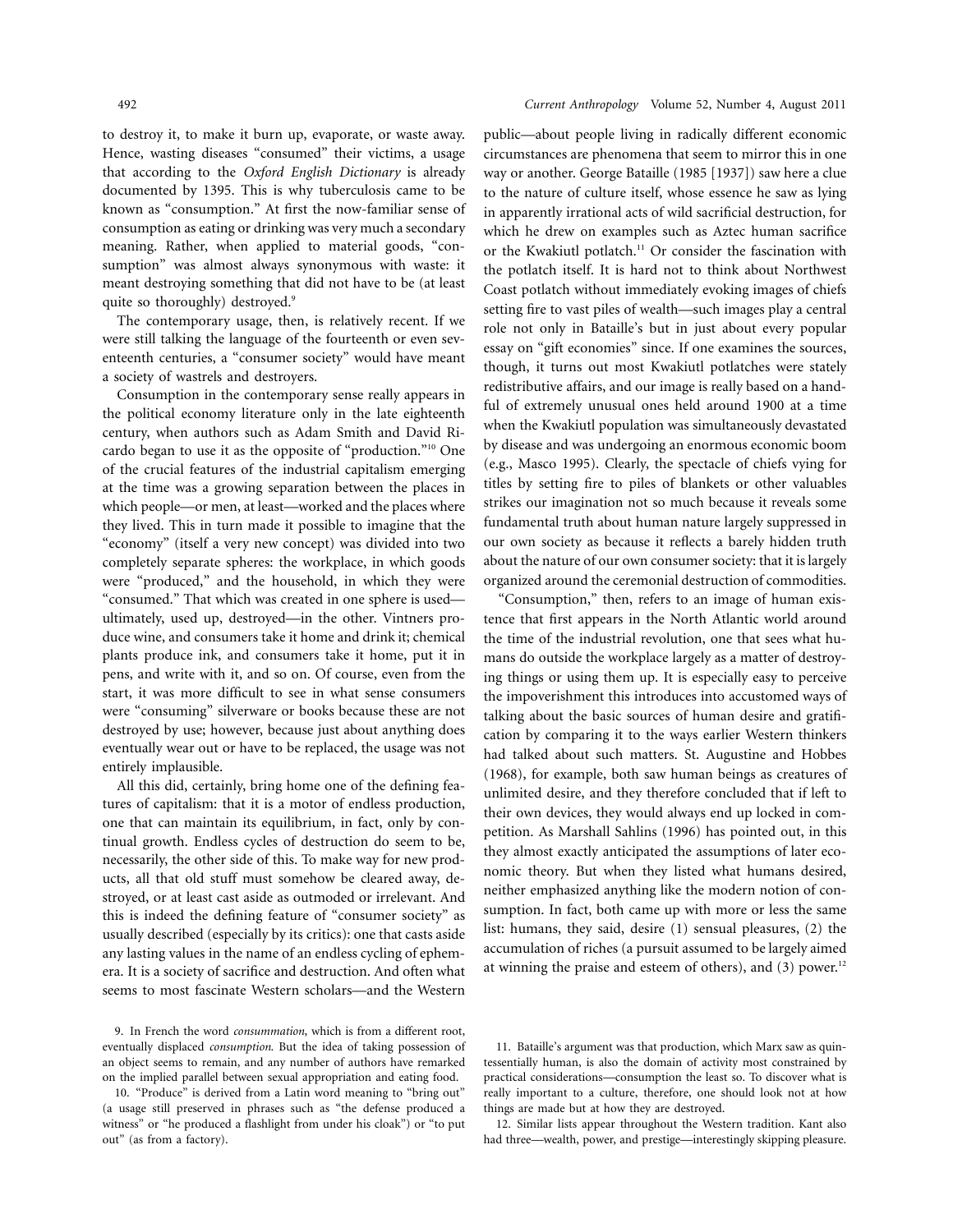to destroy it, to make it burn up, evaporate, or waste away. Hence, wasting diseases "consumed" their victims, a usage that according to the *Oxford English Dictionary* is already documented by 1395. This is why tuberculosis came to be known as "consumption." At first the now-familiar sense of consumption as eating or drinking was very much a secondary meaning. Rather, when applied to material goods, "consumption" was almost always synonymous with waste: it meant destroying something that did not have to be (at least quite so thoroughly) destroyed.[9]

The contemporary usage, then, is relatively recent. If we were still talking the language of the fourteenth or even seventeenth centuries, a "consumer society" would have meant a society of wastrels and destroyers.

Consumption in the contemporary sense really appears in the political economy literature only in the late eighteenth century, when authors such as Adam Smith and David Ricardo began to use it as the opposite of "production."[10] One of the crucial features of the industrial capitalism emerging at the time was a growing separation between the places in which people—or men, at least—worked and the places where they lived. This in turn made it possible to imagine that the "economy" (itself a very new concept) was divided into two completely separate spheres: the workplace, in which goods were "produced," and the household, in which they were "consumed." That which was created in one sphere is used—ultimately, used up, destroyed—in the other. Vintners produce wine, and consumers take it home and drink it; chemical plants produce ink, and consumers take it home, put it in pens, and write with it, and so on. Of course, even from the start, it was more difficult to see in what sense consumers were "consuming" silverware or books because these are not destroyed by use; however, because just about anything does eventually wear out or have to be replaced, the usage was not entirely implausible.

All this did, certainly, bring home one of the defining features of capitalism: that it is a motor of endless production, one that can maintain its equilibrium, in fact, only by continual growth. Endless cycles of destruction do seem to be, necessarily, the other side of this. To make way for new products, all that old stuff must somehow be cleared away, destroyed, or at least cast aside as outmoded or irrelevant. And this is indeed the defining feature of "consumer society" as usually described (especially by its critics): one that casts aside any lasting values in the name of an endless cycling of ephemera. It is a society of sacrifice and destruction. And often what seems to most fascinate Western scholars—and the Western public—about people living in radically different economic circumstances are phenomena that seem to mirror this in one way or another. George Bataille (1985 [1937]) saw here a clue to the nature of culture itself, whose essence he saw as lying in apparently irrational acts of wild sacrificial destruction, for which he drew on examples such as Aztec human sacrifice or the Kwakiutl potlatch.[11] Or consider the fascination with the potlatch itself. It is hard not to think about Northwest Coast potlatch without immediately evoking images of chiefs setting fire to vast piles of wealth—such images play a central role not only in Bataille's but in just about every popular essay on "gift economies" since. If one examines the sources, though, it turns out most Kwakiutl potlatches were stately redistributive affairs, and our image is really based on a handful of extremely unusual ones held around 1900 at a time when the Kwakiutl population was simultaneously devastated by disease and was undergoing an enormous economic boom (e.g., Masco 1995). Clearly, the spectacle of chiefs vying for titles by setting fire to piles of blankets or other valuables strikes our imagination not so much because it reveals some fundamental truth about human nature largely suppressed in our own society as because it reflects a barely hidden truth about the nature of our own consumer society: that it is largely organized around the ceremonial destruction of commodities.

"Consumption," then, refers to an image of human existence that first appears in the North Atlantic world around the time of the industrial revolution, one that sees what humans do outside the workplace largely as a matter of destroying things or using them up. It is especially easy to perceive the impoverishment this introduces into accustomed ways of talking about the basic sources of human desire and gratification by comparing it to the ways earlier Western thinkers had talked about such matters. St. Augustine and Hobbes (1968), for example, both saw human beings as creatures of unlimited desire, and they therefore concluded that if left to their own devices, they would always end up locked in competition. As Marshall Sahlins (1996) has pointed out, in this they almost exactly anticipated the assumptions of later economic theory. But when they listed what humans desired, neither emphasized anything like the modern notion of consumption. In fact, both came up with more or less the same list: humans, they said, desire (1) sensual pleasures, (2) the accumulation of riches (a pursuit assumed to be largely aimed at winning the praise and esteem of others), and (3) power.[12]

9. In French the word *consummation*, which is from a different root, eventually displaced *consumption*. But the idea of taking possession of an object seems to remain, and any number of authors have remarked on the implied parallel between sexual appropriation and eating food.

10. "Produce" is derived from a Latin word meaning to "bring out" (a usage still preserved in phrases such as "the defense produced a witness" or "he produced a flashlight from under his cloak") or "to put out" (as from a factory).

11. Bataille's argument was that production, which Marx saw as quintessentially human, is also the domain of activity most constrained by practical considerations—consumption the least so. To discover what is really important to a culture, therefore, one should look not at how things are made but at how they are destroyed.

12. Similar lists appear throughout the Western tradition. Kant also had three—wealth, power, and prestige—interestingly skipping pleasure.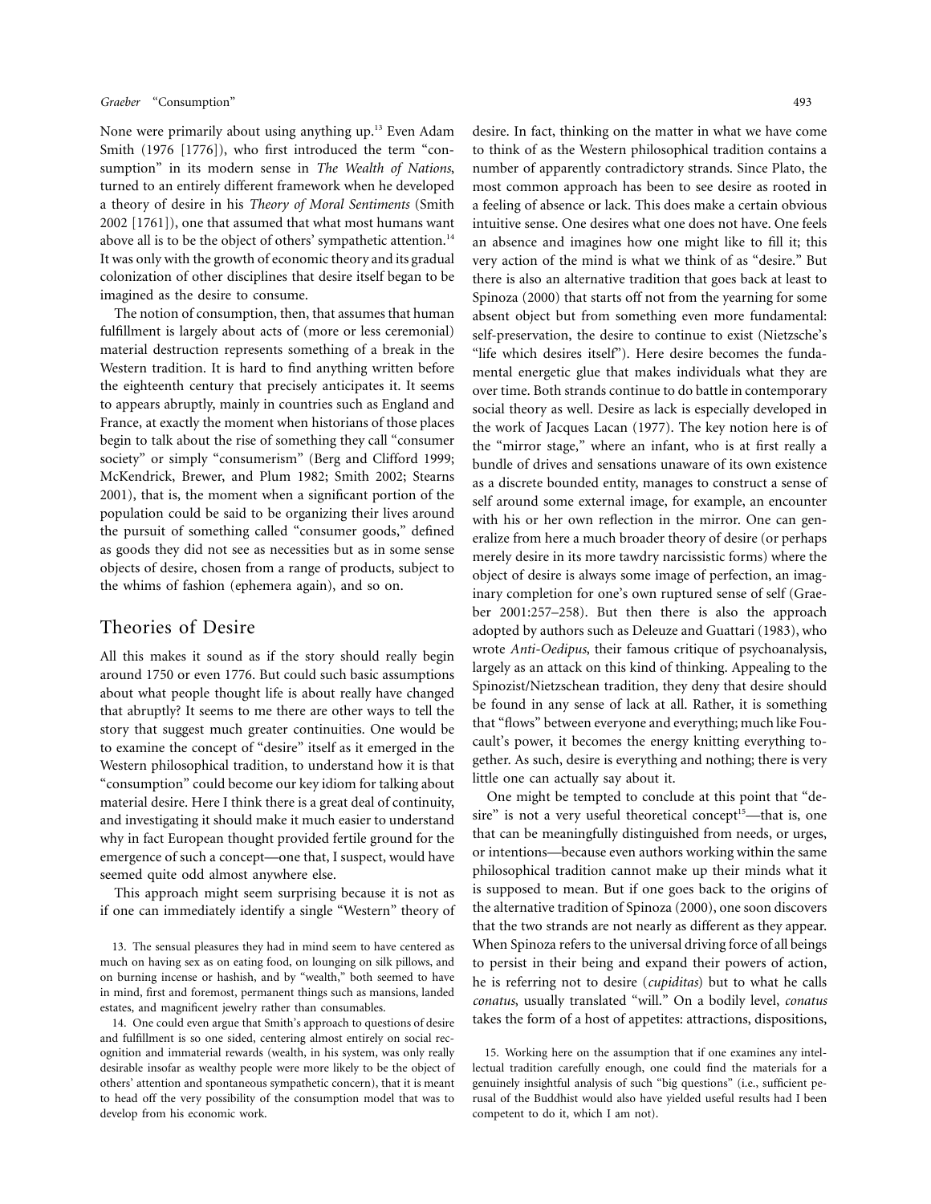None were primarily about using anything up.[13] Even Adam Smith (1976 [1776]), who first introduced the term "consumption" in its modern sense in *The Wealth of Nations*, turned to an entirely different framework when he developed a theory of desire in his *Theory of Moral Sentiments* (Smith 2002 [1761]), one that assumed that what most humans want above all is to be the object of others' sympathetic attention.[14] It was only with the growth of economic theory and its gradual colonization of other disciplines that desire itself began to be imagined as the desire to consume.

The notion of consumption, then, that assumes that human fulfillment is largely about acts of (more or less ceremonial) material destruction represents something of a break in the Western tradition. It is hard to find anything written before the eighteenth century that precisely anticipates it. It seems to appears abruptly, mainly in countries such as England and France, at exactly the moment when historians of those places begin to talk about the rise of something they call "consumer society" or simply "consumerism" (Berg and Clifford 1999; McKendrick, Brewer, and Plum 1982; Smith 2002; Stearns 2001), that is, the moment when a significant portion of the population could be said to be organizing their lives around the pursuit of something called "consumer goods," defined as goods they did not see as necessities but as in some sense objects of desire, chosen from a range of products, subject to the whims of fashion (ephemera again), and so on.

## Theories of Desire

All this makes it sound as if the story should really begin around 1750 or even 1776. But could such basic assumptions about what people thought life is about really have changed that abruptly? It seems to me there are other ways to tell the story that suggest much greater continuities. One would be to examine the concept of "desire" itself as it emerged in the Western philosophical tradition, to understand how it is that "consumption" could become our key idiom for talking about material desire. Here I think there is a great deal of continuity, and investigating it should make it much easier to understand why in fact European thought provided fertile ground for the emergence of such a concept—one that, I suspect, would have seemed quite odd almost anywhere else.

This approach might seem surprising because it is not as if one can immediately identify a single "Western" theory of desire. In fact, thinking on the matter in what we have come to think of as the Western philosophical tradition contains a number of apparently contradictory strands. Since Plato, the most common approach has been to see desire as rooted in a feeling of absence or lack. This does make a certain obvious intuitive sense. One desires what one does not have. One feels an absence and imagines how one might like to fill it; this very action of the mind is what we think of as "desire." But there is also an alternative tradition that goes back at least to Spinoza (2000) that starts off not from the yearning for some absent object but from something even more fundamental: self-preservation, the desire to continue to exist (Nietzsche's "life which desires itself"). Here desire becomes the fundamental energetic glue that makes individuals what they are over time. Both strands continue to do battle in contemporary social theory as well. Desire as lack is especially developed in the work of Jacques Lacan (1977). The key notion here is of the "mirror stage," where an infant, who is at first really a bundle of drives and sensations unaware of its own existence as a discrete bounded entity, manages to construct a sense of self around some external image, for example, an encounter with his or her own reflection in the mirror. One can generalize from here a much broader theory of desire (or perhaps merely desire in its more tawdry narcissistic forms) where the object of desire is always some image of perfection, an imaginary completion for one's own ruptured sense of self (Graeber 2001:257–258). But then there is also the approach adopted by authors such as Deleuze and Guattari (1983), who wrote *Anti-Oedipus*, their famous critique of psychoanalysis, largely as an attack on this kind of thinking. Appealing to the Spinozist/Nietzschean tradition, they deny that desire should be found in any sense of lack at all. Rather, it is something that "flows" between everyone and everything; much like Foucault's power, it becomes the energy knitting everything together. As such, desire is everything and nothing; there is very little one can actually say about it.

One might be tempted to conclude at this point that "desire" is not a very useful theoretical concept[15]—that is, one that can be meaningfully distinguished from needs, or urges, or intentions—because even authors working within the same philosophical tradition cannot make up their minds what it is supposed to mean. But if one goes back to the origins of the alternative tradition of Spinoza (2000), one soon discovers that the two strands are not nearly as different as they appear. When Spinoza refers to the universal driving force of all beings to persist in their being and expand their powers of action, he is referring not to desire (*cupiditas*) but to what he calls *conatus*, usually translated "will." On a bodily level, *conatus* takes the form of a host of appetites: attractions, dispositions,

13. The sensual pleasures they had in mind seem to have centered as much on having sex as on eating food, on lounging on silk pillows, and on burning incense or hashish, and by "wealth," both seemed to have in mind, first and foremost, permanent things such as mansions, landed estates, and magnificent jewelry rather than consumables.

14. One could even argue that Smith's approach to questions of desire and fulfillment is so one sided, centering almost entirely on social recognition and immaterial rewards (wealth, in his system, was only really desirable insofar as wealthy people were more likely to be the object of others' attention and spontaneous sympathetic concern), that it is meant to head off the very possibility of the consumption model that was to develop from his economic work.

15. Working here on the assumption that if one examines any intellectual tradition carefully enough, one could find the materials for a genuinely insightful analysis of such "big questions" (i.e., sufficient perusal of the Buddhist would also have yielded useful results had I been competent to do it, which I am not).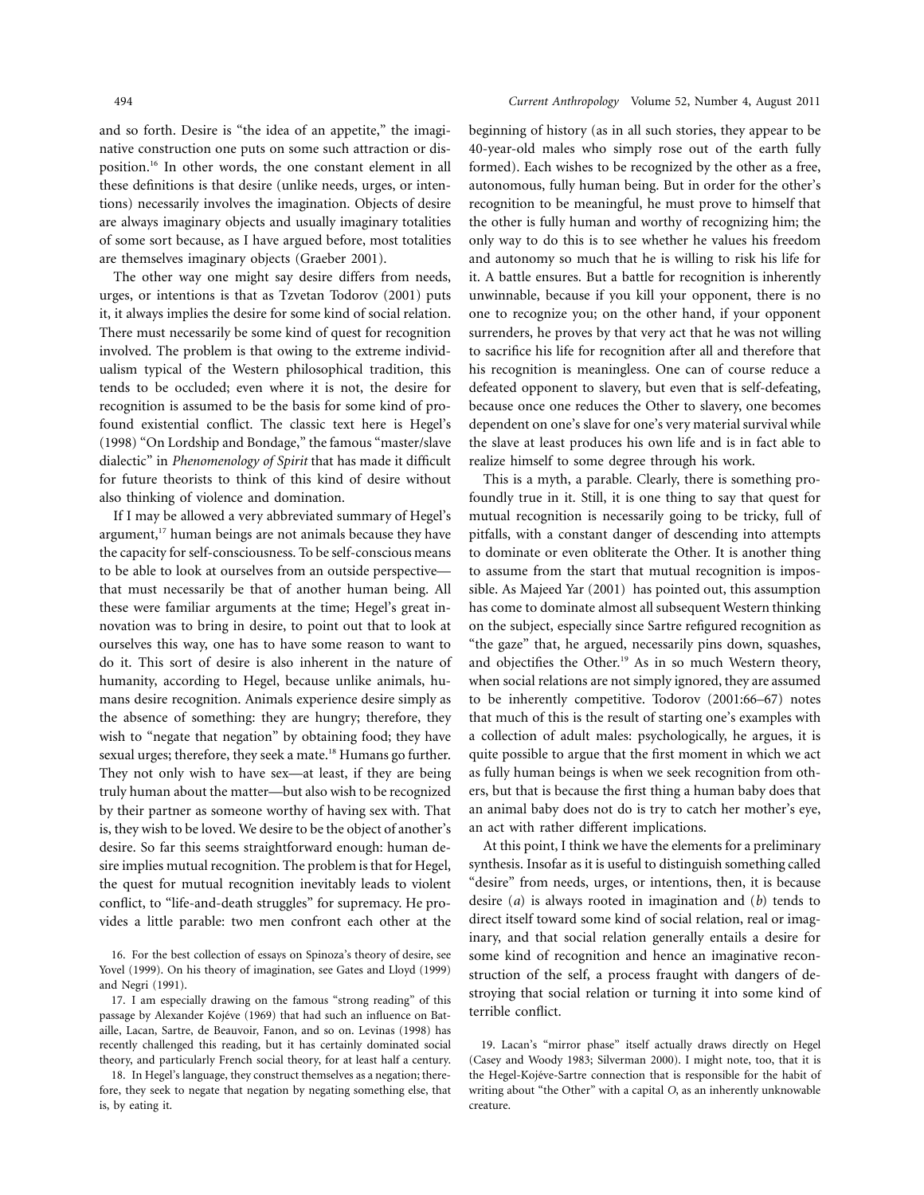and so forth. Desire is "the idea of an appetite," the imaginative construction one puts on some such attraction or disposition.[16] In other words, the one constant element in all these definitions is that desire (unlike needs, urges, or intentions) necessarily involves the imagination. Objects of desire are always imaginary objects and usually imaginary totalities of some sort because, as I have argued before, most totalities are themselves imaginary objects (Graeber 2001).

The other way one might say desire differs from needs, urges, or intentions is that as Tzvetan Todorov (2001) puts it, it always implies the desire for some kind of social relation. There must necessarily be some kind of quest for recognition involved. The problem is that owing to the extreme individualism typical of the Western philosophical tradition, this tends to be occluded; even where it is not, the desire for recognition is assumed to be the basis for some kind of profound existential conflict. The classic text here is Hegel's (1998) "On Lordship and Bondage," the famous "master/slave dialectic" in *Phenomenology of Spirit* that has made it difficult for future theorists to think of this kind of desire without also thinking of violence and domination.

If I may be allowed a very abbreviated summary of Hegel's argument,[17] human beings are not animals because they have the capacity for self-consciousness. To be self-conscious means to be able to look at ourselves from an outside perspective—that must necessarily be that of another human being. All these were familiar arguments at the time; Hegel's great innovation was to bring in desire, to point out that to look at ourselves this way, one has to have some reason to want to do it. This sort of desire is also inherent in the nature of humanity, according to Hegel, because unlike animals, humans desire recognition. Animals experience desire simply as the absence of something: they are hungry; therefore, they wish to "negate that negation" by obtaining food; they have sexual urges; therefore, they seek a mate.[18] Humans go further. They not only wish to have sex—at least, if they are being truly human about the matter—but also wish to be recognized by their partner as someone worthy of having sex with. That is, they wish to be loved. We desire to be the object of another's desire. So far this seems straightforward enough: human desire implies mutual recognition. The problem is that for Hegel, the quest for mutual recognition inevitably leads to violent conflict, to "life-and-death struggles" for supremacy. He provides a little parable: two men confront each other at the beginning of history (as in all such stories, they appear to be 40-year-old males who simply rose out of the earth fully formed). Each wishes to be recognized by the other as a free, autonomous, fully human being. But in order for the other's recognition to be meaningful, he must prove to himself that the other is fully human and worthy of recognizing him; the only way to do this is to see whether he values his freedom and autonomy so much that he is willing to risk his life for it. A battle ensures. But a battle for recognition is inherently unwinnable, because if you kill your opponent, there is no one to recognize you; on the other hand, if your opponent surrenders, he proves by that very act that he was not willing to sacrifice his life for recognition after all and therefore that his recognition is meaningless. One can of course reduce a defeated opponent to slavery, but even that is self-defeating, because once one reduces the Other to slavery, one becomes dependent on one's slave for one's very material survival while the slave at least produces his own life and is in fact able to realize himself to some degree through his work.

This is a myth, a parable. Clearly, there is something profoundly true in it. Still, it is one thing to say that quest for mutual recognition is necessarily going to be tricky, full of pitfalls, with a constant danger of descending into attempts to dominate or even obliterate the Other. It is another thing to assume from the start that mutual recognition is impossible. As Majeed Yar (2001) has pointed out, this assumption has come to dominate almost all subsequent Western thinking on the subject, especially since Sartre refigured recognition as "the gaze" that, he argued, necessarily pins down, squashes, and objectifies the Other.[19] As in so much Western theory, when social relations are not simply ignored, they are assumed to be inherently competitive. Todorov (2001:66–67) notes that much of this is the result of starting one's examples with a collection of adult males: psychologically, he argues, it is quite possible to argue that the first moment in which we act as fully human beings is when we seek recognition from others, but that is because the first thing a human baby does that an animal baby does not do is try to catch her mother's eye, an act with rather different implications.

At this point, I think we have the elements for a preliminary synthesis. Insofar as it is useful to distinguish something called "desire" from needs, urges, or intentions, then, it is because desire (*a*) is always rooted in imagination and (*b*) tends to direct itself toward some kind of social relation, real or imaginary, and that social relation generally entails a desire for some kind of recognition and hence an imaginative reconstruction of the self, a process fraught with dangers of destroying that social relation or turning it into some kind of terrible conflict.

16. For the best collection of essays on Spinoza's theory of desire, see Yovel (1999). On his theory of imagination, see Gates and Lloyd (1999) and Negri (1991).

17. I am especially drawing on the famous "strong reading" of this passage by Alexander Kojéve (1969) that had such an influence on Bataille, Lacan, Sartre, de Beauvoir, Fanon, and so on. Levinas (1998) has recently challenged this reading, but it has certainly dominated social theory, and particularly French social theory, for at least half a century.

18. In Hegel's language, they construct themselves as a negation; therefore, they seek to negate that negation by negating something else, that is, by eating it.

19. Lacan's "mirror phase" itself actually draws directly on Hegel (Casey and Woody 1983; Silverman 2000). I might note, too, that it is the Hegel-Kojéve-Sartre connection that is responsible for the habit of writing about "the Other" with a capital *O*, as an inherently unknowable creature.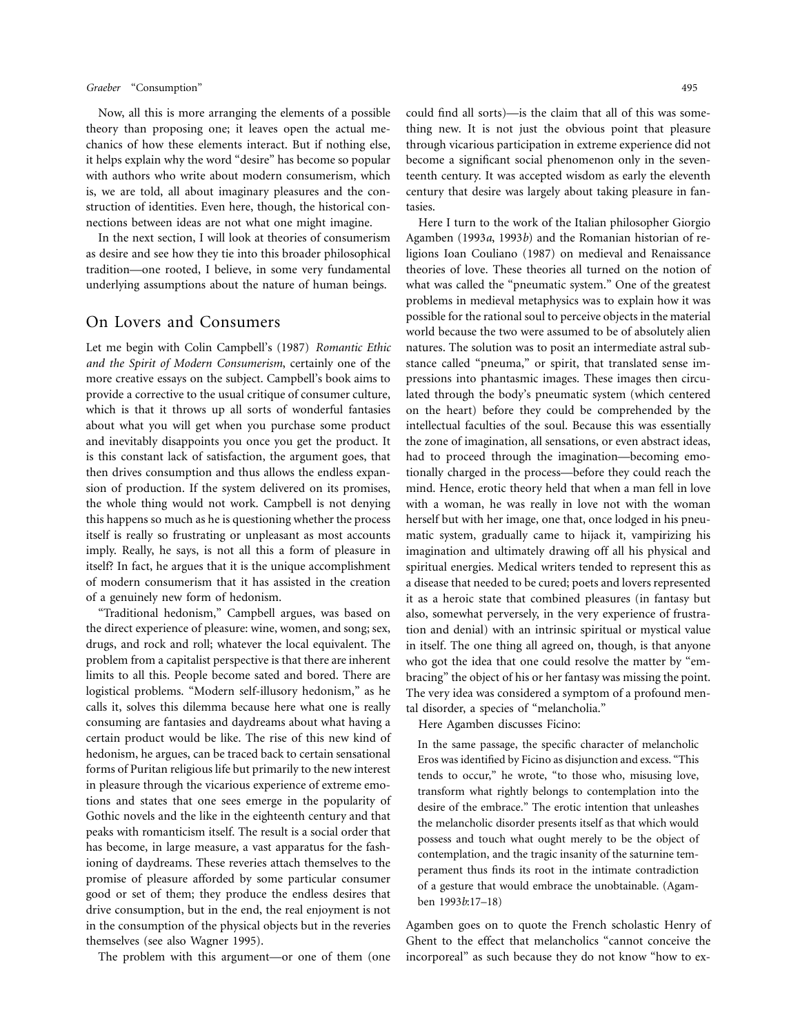Now, all this is more arranging the elements of a possible theory than proposing one; it leaves open the actual mechanics of how these elements interact. But if nothing else, it helps explain why the word "desire" has become so popular with authors who write about modern consumerism, which is, we are told, all about imaginary pleasures and the construction of identities. Even here, though, the historical connections between ideas are not what one might imagine.

In the next section, I will look at theories of consumerism as desire and see how they tie into this broader philosophical tradition—one rooted, I believe, in some very fundamental underlying assumptions about the nature of human beings.

## On Lovers and Consumers

Let me begin with Colin Campbell's (1987) *Romantic Ethic and the Spirit of Modern Consumerism*, certainly one of the more creative essays on the subject. Campbell's book aims to provide a corrective to the usual critique of consumer culture, which is that it throws up all sorts of wonderful fantasies about what you will get when you purchase some product and inevitably disappoints you once you get the product. It is this constant lack of satisfaction, the argument goes, that then drives consumption and thus allows the endless expansion of production. If the system delivered on its promises, the whole thing would not work. Campbell is not denying this happens so much as he is questioning whether the process itself is really so frustrating or unpleasant as most accounts imply. Really, he says, is not all this a form of pleasure in itself? In fact, he argues that it is the unique accomplishment of modern consumerism that it has assisted in the creation of a genuinely new form of hedonism.

"Traditional hedonism," Campbell argues, was based on the direct experience of pleasure: wine, women, and song; sex, drugs, and rock and roll; whatever the local equivalent. The problem from a capitalist perspective is that there are inherent limits to all this. People become sated and bored. There are logistical problems. "Modern self-illusory hedonism," as he calls it, solves this dilemma because here what one is really consuming are fantasies and daydreams about what having a certain product would be like. The rise of this new kind of hedonism, he argues, can be traced back to certain sensational forms of Puritan religious life but primarily to the new interest in pleasure through the vicarious experience of extreme emotions and states that one sees emerge in the popularity of Gothic novels and the like in the eighteenth century and that peaks with romanticism itself. The result is a social order that has become, in large measure, a vast apparatus for the fashioning of daydreams. These reveries attach themselves to the promise of pleasure afforded by some particular consumer good or set of them; they produce the endless desires that drive consumption, but in the end, the real enjoyment is not in the consumption of the physical objects but in the reveries themselves (see also Wagner 1995).

The problem with this argument—or one of them (one could find all sorts)—is the claim that all of this was something new. It is not just the obvious point that pleasure through vicarious participation in extreme experience did not become a significant social phenomenon only in the seventeenth century. It was accepted wisdom as early the eleventh century that desire was largely about taking pleasure in fantasies.

Here I turn to the work of the Italian philosopher Giorgio Agamben (1993*a*, 1993*b*) and the Romanian historian of religions Ioan Couliano (1987) on medieval and Renaissance theories of love. These theories all turned on the notion of what was called the "pneumatic system." One of the greatest problems in medieval metaphysics was to explain how it was possible for the rational soul to perceive objects in the material world because the two were assumed to be of absolutely alien natures. The solution was to posit an intermediate astral substance called "pneuma," or spirit, that translated sense impressions into phantasmic images. These images then circulated through the body's pneumatic system (which centered on the heart) before they could be comprehended by the intellectual faculties of the soul. Because this was essentially the zone of imagination, all sensations, or even abstract ideas, had to proceed through the imagination—becoming emotionally charged in the process—before they could reach the mind. Hence, erotic theory held that when a man fell in love with a woman, he was really in love not with the woman herself but with her image, one that, once lodged in his pneumatic system, gradually came to hijack it, vampirizing his imagination and ultimately drawing off all his physical and spiritual energies. Medical writers tended to represent this as a disease that needed to be cured; poets and lovers represented it as a heroic state that combined pleasures (in fantasy but also, somewhat perversely, in the very experience of frustration and denial) with an intrinsic spiritual or mystical value in itself. The one thing all agreed on, though, is that anyone who got the idea that one could resolve the matter by "embracing" the object of his or her fantasy was missing the point. The very idea was considered a symptom of a profound mental disorder, a species of "melancholia."

Here Agamben discusses Ficino:

> In the same passage, the specific character of melancholic Eros was identified by Ficino as disjunction and excess. "This tends to occur," he wrote, "to those who, misusing love, transform what rightly belongs to contemplation into the desire of the embrace." The erotic intention that unleashes the melancholic disorder presents itself as that which would possess and touch what ought merely to be the object of contemplation, and the tragic insanity of the saturnine temperament thus finds its root in the intimate contradiction of a gesture that would embrace the unobtainable. (Agamben 1993*b*:17–18)

Agamben goes on to quote the French scholastic Henry of Ghent to the effect that melancholics "cannot conceive the incorporeal" as such because they do not know "how to ex-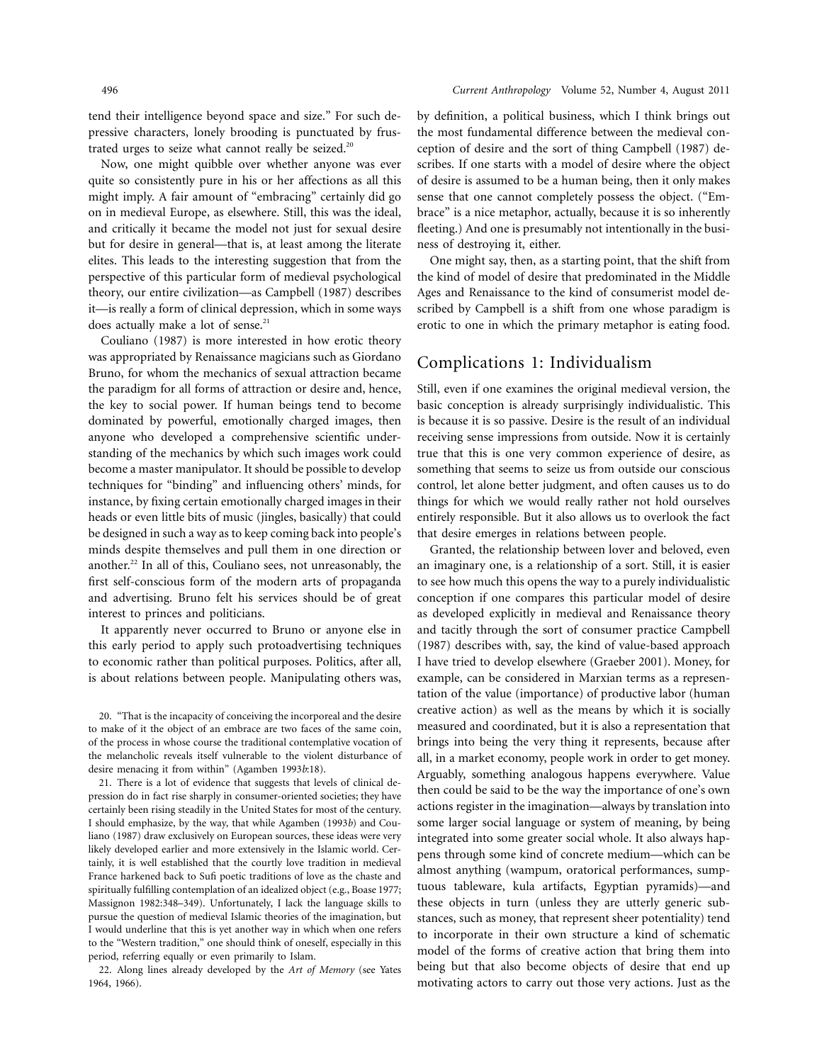tend their intelligence beyond space and size." For such depressive characters, lonely brooding is punctuated by frustrated urges to seize what cannot really be seized.[20]

Now, one might quibble over whether anyone was ever quite so consistently pure in his or her affections as all this might imply. A fair amount of "embracing" certainly did go on in medieval Europe, as elsewhere. Still, this was the ideal, and critically it became the model not just for sexual desire but for desire in general—that is, at least among the literate elites. This leads to the interesting suggestion that from the perspective of this particular form of medieval psychological theory, our entire civilization—as Campbell (1987) describes it—is really a form of clinical depression, which in some ways does actually make a lot of sense.[21]

Couliano (1987) is more interested in how erotic theory was appropriated by Renaissance magicians such as Giordano Bruno, for whom the mechanics of sexual attraction became the paradigm for all forms of attraction or desire and, hence, the key to social power. If human beings tend to become dominated by powerful, emotionally charged images, then anyone who developed a comprehensive scientific understanding of the mechanics by which such images work could become a master manipulator. It should be possible to develop techniques for "binding" and influencing others' minds, for instance, by fixing certain emotionally charged images in their heads or even little bits of music (jingles, basically) that could be designed in such a way as to keep coming back into people's minds despite themselves and pull them in one direction or another.[22] In all of this, Couliano sees, not unreasonably, the first self-conscious form of the modern arts of propaganda and advertising. Bruno felt his services should be of great interest to princes and politicians.

It apparently never occurred to Bruno or anyone else in this early period to apply such protoadvertising techniques to economic rather than political purposes. Politics, after all, is about relations between people. Manipulating others was, by definition, a political business, which I think brings out the most fundamental difference between the medieval conception of desire and the sort of thing Campbell (1987) describes. If one starts with a model of desire where the object of desire is assumed to be a human being, then it only makes sense that one cannot completely possess the object. ("Embrace" is a nice metaphor, actually, because it is so inherently fleeting.) And one is presumably not intentionally in the business of destroying it, either.

One might say, then, as a starting point, that the shift from the kind of model of desire that predominated in the Middle Ages and Renaissance to the kind of consumerist model described by Campbell is a shift from one whose paradigm is erotic to one in which the primary metaphor is eating food.

## Complications 1: Individualism

Still, even if one examines the original medieval version, the basic conception is already surprisingly individualistic. This is because it is so passive. Desire is the result of an individual receiving sense impressions from outside. Now it is certainly true that this is one very common experience of desire, as something that seems to seize us from outside our conscious control, let alone better judgment, and often causes us to do things for which we would really rather not hold ourselves entirely responsible. But it also allows us to overlook the fact that desire emerges in relations between people.

Granted, the relationship between lover and beloved, even an imaginary one, is a relationship of a sort. Still, it is easier to see how much this opens the way to a purely individualistic conception if one compares this particular model of desire as developed explicitly in medieval and Renaissance theory and tacitly through the sort of consumer practice Campbell (1987) describes with, say, the kind of value-based approach I have tried to develop elsewhere (Graeber 2001). Money, for example, can be considered in Marxian terms as a representation of the value (importance) of productive labor (human creative action) as well as the means by which it is socially measured and coordinated, but it is also a representation that brings into being the very thing it represents, because after all, in a market economy, people work in order to get money. Arguably, something analogous happens everywhere. Value then could be said to be the way the importance of one's own actions register in the imagination—always by translation into some larger social language or system of meaning, by being integrated into some greater social whole. It also always happens through some kind of concrete medium—which can be almost anything (wampum, oratorical performances, sumptuous tableware, kula artifacts, Egyptian pyramids)—and these objects in turn (unless they are utterly generic substances, such as money, that represent sheer potentiality) tend to incorporate in their own structure a kind of schematic model of the forms of creative action that bring them into being but that also become objects of desire that end up motivating actors to carry out those very actions. Just as the

20. "That is the incapacity of conceiving the incorporeal and the desire to make of it the object of an embrace are two faces of the same coin, of the process in whose course the traditional contemplative vocation of the melancholic reveals itself vulnerable to the violent disturbance of desire menacing it from within" (Agamben 1993*b*:18).

21. There is a lot of evidence that suggests that levels of clinical depression do in fact rise sharply in consumer-oriented societies; they have certainly been rising steadily in the United States for most of the century. I should emphasize, by the way, that while Agamben (1993*b*) and Couliano (1987) draw exclusively on European sources, these ideas were very likely developed earlier and more extensively in the Islamic world. Certainly, it is well established that the courtly love tradition in medieval France harkened back to Sufi poetic traditions of love as the chaste and spiritually fulfilling contemplation of an idealized object (e.g., Boase 1977; Massignon 1982:348–349). Unfortunately, I lack the language skills to pursue the question of medieval Islamic theories of the imagination, but I would underline that this is yet another way in which when one refers to the "Western tradition," one should think of oneself, especially in this period, referring equally or even primarily to Islam.

22. Along lines already developed by the *Art of Memory* (see Yates 1964, 1966).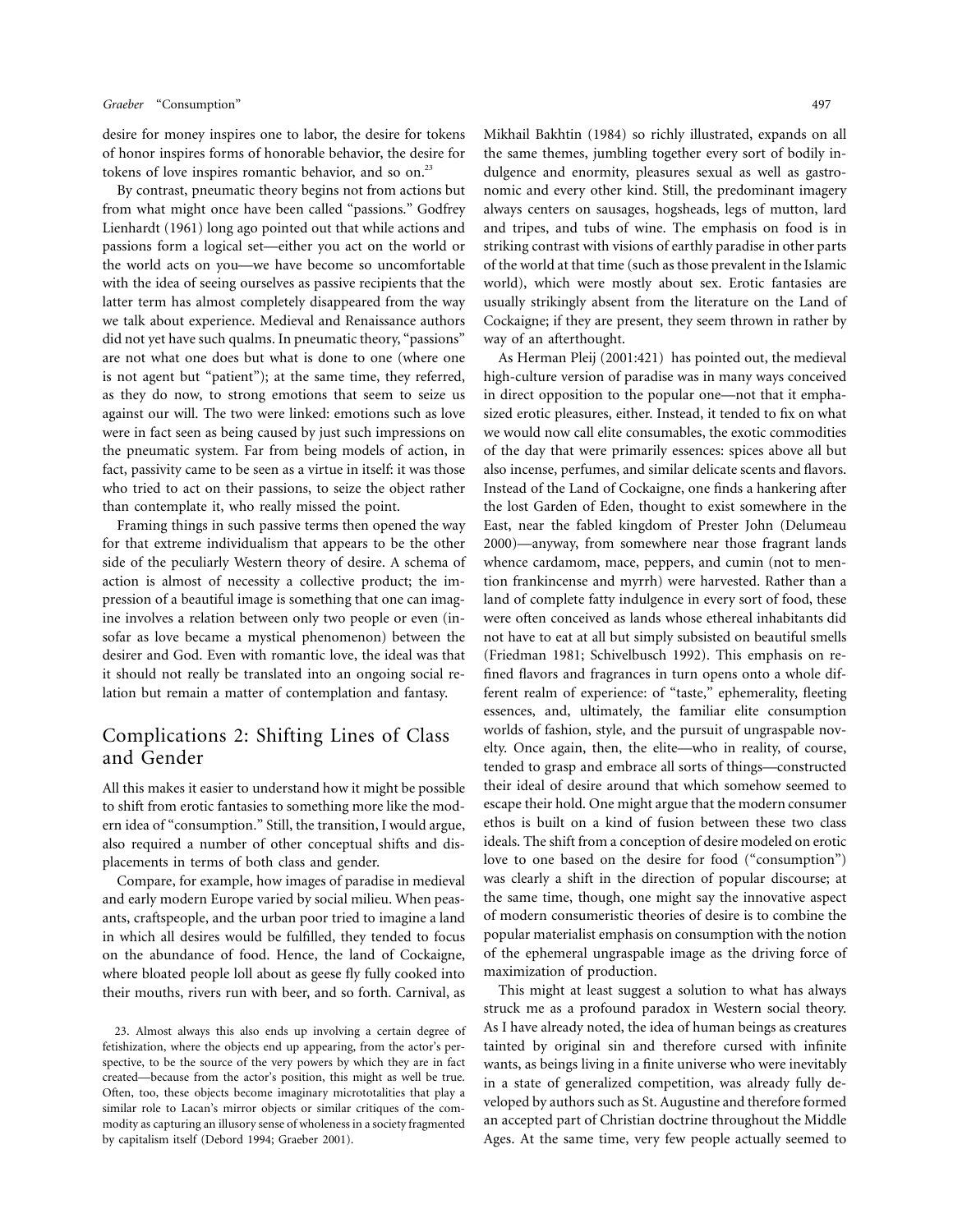desire for money inspires one to labor, the desire for tokens of honor inspires forms of honorable behavior, the desire for tokens of love inspires romantic behavior, and so on.[23]

By contrast, pneumatic theory begins not from actions but from what might once have been called "passions." Godfrey Lienhardt (1961) long ago pointed out that while actions and passions form a logical set—either you act on the world or the world acts on you—we have become so uncomfortable with the idea of seeing ourselves as passive recipients that the latter term has almost completely disappeared from the way we talk about experience. Medieval and Renaissance authors did not yet have such qualms. In pneumatic theory, "passions" are not what one does but what is done to one (where one is not agent but "patient"); at the same time, they referred, as they do now, to strong emotions that seem to seize us against our will. The two were linked: emotions such as love were in fact seen as being caused by just such impressions on the pneumatic system. Far from being models of action, in fact, passivity came to be seen as a virtue in itself: it was those who tried to act on their passions, to seize the object rather than contemplate it, who really missed the point.

Framing things in such passive terms then opened the way for that extreme individualism that appears to be the other side of the peculiarly Western theory of desire. A schema of action is almost of necessity a collective product; the impression of a beautiful image is something that one can imagine involves a relation between only two people or even (insofar as love became a mystical phenomenon) between the desirer and God. Even with romantic love, the ideal was that it should not really be translated into an ongoing social relation but remain a matter of contemplation and fantasy.

## Complications 2: Shifting Lines of Class and Gender

All this makes it easier to understand how it might be possible to shift from erotic fantasies to something more like the modern idea of "consumption." Still, the transition, I would argue, also required a number of other conceptual shifts and displacements in terms of both class and gender.

Compare, for example, how images of paradise in medieval and early modern Europe varied by social milieu. When peasants, craftspeople, and the urban poor tried to imagine a land in which all desires would be fulfilled, they tended to focus on the abundance of food. Hence, the land of Cockaigne, where bloated people loll about as geese fly fully cooked into their mouths, rivers run with beer, and so forth. Carnival, as Mikhail Bakhtin (1984) so richly illustrated, expands on all the same themes, jumbling together every sort of bodily indulgence and enormity, pleasures sexual as well as gastronomic and every other kind. Still, the predominant imagery always centers on sausages, hogsheads, legs of mutton, lard and tripes, and tubs of wine. The emphasis on food is in striking contrast with visions of earthly paradise in other parts of the world at that time (such as those prevalent in the Islamic world), which were mostly about sex. Erotic fantasies are usually strikingly absent from the literature on the Land of Cockaigne; if they are present, they seem thrown in rather by way of an afterthought.

As Herman Pleij (2001:421) has pointed out, the medieval high-culture version of paradise was in many ways conceived in direct opposition to the popular one—not that it emphasized erotic pleasures, either. Instead, it tended to fix on what we would now call elite consumables, the exotic commodities of the day that were primarily essences: spices above all but also incense, perfumes, and similar delicate scents and flavors. Instead of the Land of Cockaigne, one finds a hankering after the lost Garden of Eden, thought to exist somewhere in the East, near the fabled kingdom of Prester John (Delumeau 2000)—anyway, from somewhere near those fragrant lands whence cardamom, mace, peppers, and cumin (not to mention frankincense and myrrh) were harvested. Rather than a land of complete fatty indulgence in every sort of food, these were often conceived as lands whose ethereal inhabitants did not have to eat at all but simply subsisted on beautiful smells (Friedman 1981; Schivelbusch 1992). This emphasis on refined flavors and fragrances in turn opens onto a whole different realm of experience: of "taste," ephemerality, fleeting essences, and, ultimately, the familiar elite consumption worlds of fashion, style, and the pursuit of ungraspable novelty. Once again, then, the elite—who in reality, of course, tended to grasp and embrace all sorts of things—constructed their ideal of desire around that which somehow seemed to escape their hold. One might argue that the modern consumer ethos is built on a kind of fusion between these two class ideals. The shift from a conception of desire modeled on erotic love to one based on the desire for food ("consumption") was clearly a shift in the direction of popular discourse; at the same time, though, one might say the innovative aspect of modern consumeristic theories of desire is to combine the popular materialist emphasis on consumption with the notion of the ephemeral ungraspable image as the driving force of maximization of production.

This might at least suggest a solution to what has always struck me as a profound paradox in Western social theory. As I have already noted, the idea of human beings as creatures tainted by original sin and therefore cursed with infinite wants, as beings living in a finite universe who were inevitably in a state of generalized competition, was already fully developed by authors such as St. Augustine and therefore formed an accepted part of Christian doctrine throughout the Middle Ages. At the same time, very few people actually seemed to

23. Almost always this also ends up involving a certain degree of fetishization, where the objects end up appearing, from the actor's perspective, to be the source of the very powers by which they are in fact created—because from the actor's position, this might as well be true. Often, too, these objects become imaginary micrototalities that play a similar role to Lacan's mirror objects or similar critiques of the commodity as capturing an illusory sense of wholeness in a society fragmented by capitalism itself (Debord 1994; Graeber 2001).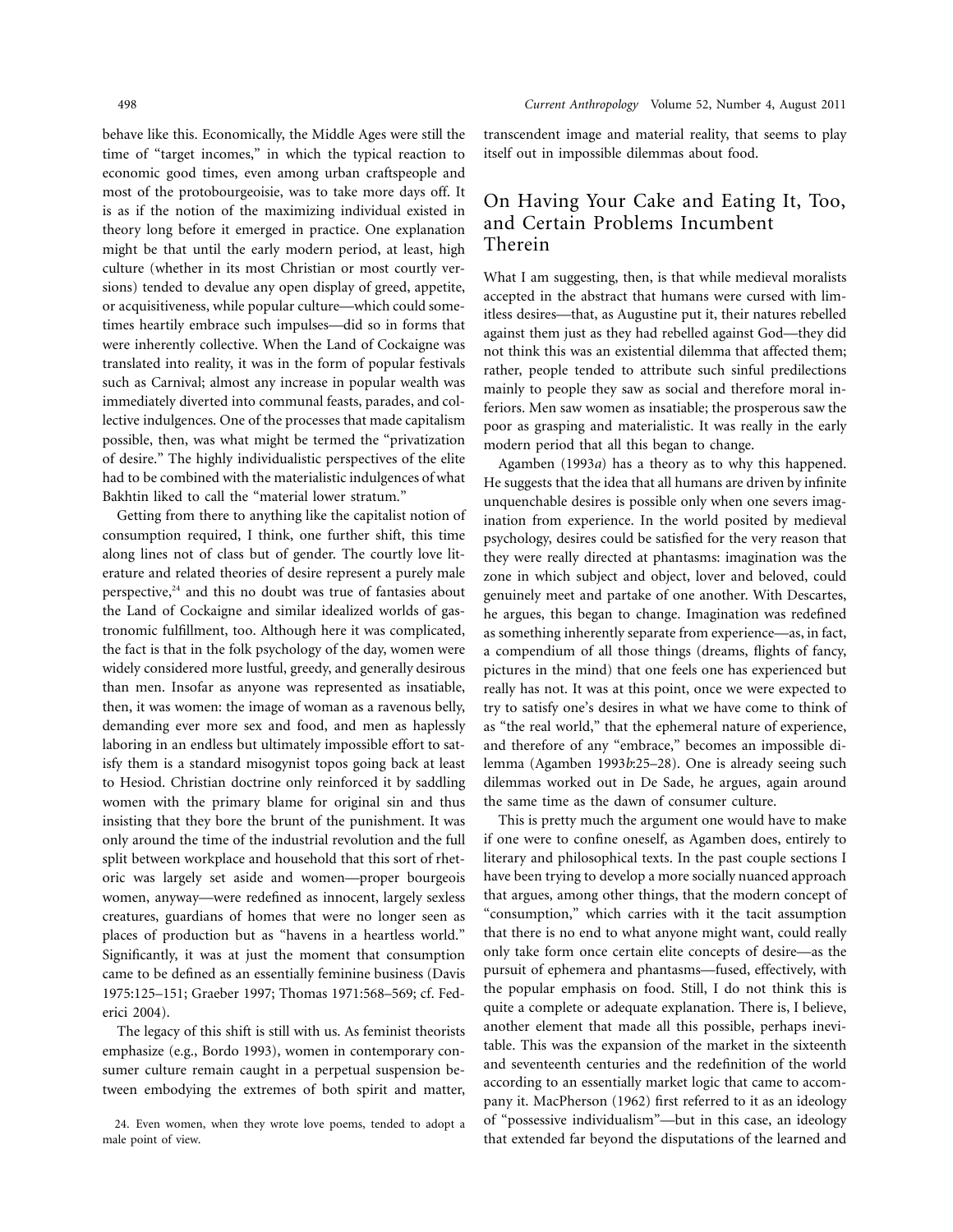behave like this. Economically, the Middle Ages were still the time of "target incomes," in which the typical reaction to economic good times, even among urban craftspeople and most of the protobourgeoisie, was to take more days off. It is as if the notion of the maximizing individual existed in theory long before it emerged in practice. One explanation might be that until the early modern period, at least, high culture (whether in its most Christian or most courtly versions) tended to devalue any open display of greed, appetite, or acquisitiveness, while popular culture—which could sometimes heartily embrace such impulses—did so in forms that were inherently collective. When the Land of Cockaigne was translated into reality, it was in the form of popular festivals such as Carnival; almost any increase in popular wealth was immediately diverted into communal feasts, parades, and collective indulgences. One of the processes that made capitalism possible, then, was what might be termed the "privatization of desire." The highly individualistic perspectives of the elite had to be combined with the materialistic indulgences of what Bakhtin liked to call the "material lower stratum."

Getting from there to anything like the capitalist notion of consumption required, I think, one further shift, this time along lines not of class but of gender. The courtly love literature and related theories of desire represent a purely male perspective,[24] and this no doubt was true of fantasies about the Land of Cockaigne and similar idealized worlds of gastronomic fulfillment, too. Although here it was complicated, the fact is that in the folk psychology of the day, women were widely considered more lustful, greedy, and generally desirous than men. Insofar as anyone was represented as insatiable, then, it was women: the image of woman as a ravenous belly, demanding ever more sex and food, and men as haplessly laboring in an endless but ultimately impossible effort to satisfy them is a standard misogynist topos going back at least to Hesiod. Christian doctrine only reinforced it by saddling women with the primary blame for original sin and thus insisting that they bore the brunt of the punishment. It was only around the time of the industrial revolution and the full split between workplace and household that this sort of rhetoric was largely set aside and women—proper bourgeois women, anyway—were redefined as innocent, largely sexless creatures, guardians of homes that were no longer seen as places of production but as "havens in a heartless world." Significantly, it was at just the moment that consumption came to be defined as an essentially feminine business (Davis 1975:125–151; Graeber 1997; Thomas 1971:568–569; cf. Federici 2004).

The legacy of this shift is still with us. As feminist theorists emphasize (e.g., Bordo 1993), women in contemporary consumer culture remain caught in a perpetual suspension between embodying the extremes of both spirit and matter, transcendent image and material reality, that seems to play itself out in impossible dilemmas about food.

## On Having Your Cake and Eating It, Too, and Certain Problems Incumbent Therein

What I am suggesting, then, is that while medieval moralists accepted in the abstract that humans were cursed with limitless desires—that, as Augustine put it, their natures rebelled against them just as they had rebelled against God—they did not think this was an existential dilemma that affected them; rather, people tended to attribute such sinful predilections mainly to people they saw as social and therefore moral inferiors. Men saw women as insatiable; the prosperous saw the poor as grasping and materialistic. It was really in the early modern period that all this began to change.

Agamben (1993*a*) has a theory as to why this happened. He suggests that the idea that all humans are driven by infinite unquenchable desires is possible only when one severs imagination from experience. In the world posited by medieval psychology, desires could be satisfied for the very reason that they were really directed at phantasms: imagination was the zone in which subject and object, lover and beloved, could genuinely meet and partake of one another. With Descartes, he argues, this began to change. Imagination was redefined as something inherently separate from experience—as, in fact, a compendium of all those things (dreams, flights of fancy, pictures in the mind) that one feels one has experienced but really has not. It was at this point, once we were expected to try to satisfy one's desires in what we have come to think of as "the real world," that the ephemeral nature of experience, and therefore of any "embrace," becomes an impossible dilemma (Agamben 1993*b*:25–28). One is already seeing such dilemmas worked out in De Sade, he argues, again around the same time as the dawn of consumer culture.

This is pretty much the argument one would have to make if one were to confine oneself, as Agamben does, entirely to literary and philosophical texts. In the past couple sections I have been trying to develop a more socially nuanced approach that argues, among other things, that the modern concept of "consumption," which carries with it the tacit assumption that there is no end to what anyone might want, could really only take form once certain elite concepts of desire—as the pursuit of ephemera and phantasms—fused, effectively, with the popular emphasis on food. Still, I do not think this is quite a complete or adequate explanation. There is, I believe, another element that made all this possible, perhaps inevitable. This was the expansion of the market in the sixteenth and seventeenth centuries and the redefinition of the world according to an essentially market logic that came to accompany it. MacPherson (1962) first referred to it as an ideology of "possessive individualism"—but in this case, an ideology that extended far beyond the disputations of the learned and

24. Even women, when they wrote love poems, tended to adopt a male point of view.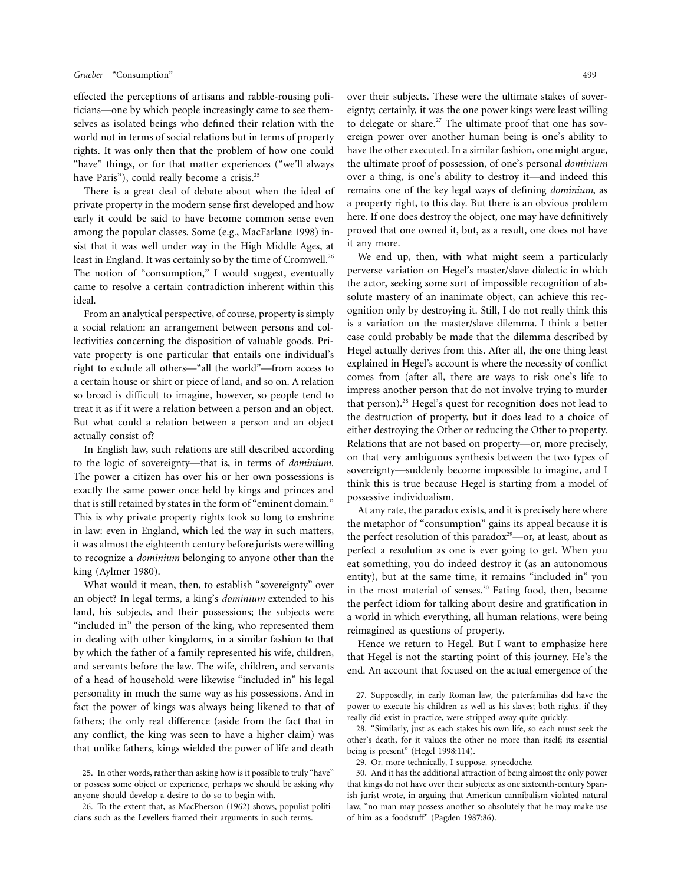effected the perceptions of artisans and rabble-rousing politicians—one by which people increasingly came to see themselves as isolated beings who defined their relation with the world not in terms of social relations but in terms of property rights. It was only then that the problem of how one could "have" things, or for that matter experiences ("we'll always have Paris"), could really become a crisis.[25]

There is a great deal of debate about when the ideal of private property in the modern sense first developed and how early it could be said to have become common sense even among the popular classes. Some (e.g., MacFarlane 1998) insist that it was well under way in the High Middle Ages, at least in England. It was certainly so by the time of Cromwell.[26] The notion of "consumption," I would suggest, eventually came to resolve a certain contradiction inherent within this ideal.

From an analytical perspective, of course, property is simply a social relation: an arrangement between persons and collectivities concerning the disposition of valuable goods. Private property is one particular that entails one individual's right to exclude all others—"all the world"—from access to a certain house or shirt or piece of land, and so on. A relation so broad is difficult to imagine, however, so people tend to treat it as if it were a relation between a person and an object. But what could a relation between a person and an object actually consist of?

In English law, such relations are still described according to the logic of sovereignty—that is, in terms of *dominium*. The power a citizen has over his or her own possessions is exactly the same power once held by kings and princes and that is still retained by states in the form of "eminent domain." This is why private property rights took so long to enshrine in law: even in England, which led the way in such matters, it was almost the eighteenth century before jurists were willing to recognize a *dominium* belonging to anyone other than the king (Aylmer 1980).

What would it mean, then, to establish "sovereignty" over an object? In legal terms, a king's *dominium* extended to his land, his subjects, and their possessions; the subjects were "included in" the person of the king, who represented them in dealing with other kingdoms, in a similar fashion to that by which the father of a family represented his wife, children, and servants before the law. The wife, children, and servants of a head of household were likewise "included in" his legal personality in much the same way as his possessions. And in fact the power of kings was always being likened to that of fathers; the only real difference (aside from the fact that in any conflict, the king was seen to have a higher claim) was that unlike fathers, kings wielded the power of life and death over their subjects. These were the ultimate stakes of sovereignty; certainly, it was the one power kings were least willing to delegate or share.[27] The ultimate proof that one has sovereign power over another human being is one's ability to have the other executed. In a similar fashion, one might argue, the ultimate proof of possession, of one's personal *dominium* over a thing, is one's ability to destroy it—and indeed this remains one of the key legal ways of defining *dominium*, as a property right, to this day. But there is an obvious problem here. If one does destroy the object, one may have definitively proved that one owned it, but, as a result, one does not have it any more.

We end up, then, with what might seem a particularly perverse variation on Hegel's master/slave dialectic in which the actor, seeking some sort of impossible recognition of absolute mastery of an inanimate object, can achieve this recognition only by destroying it. Still, I do not really think this is a variation on the master/slave dilemma. I think a better case could probably be made that the dilemma described by Hegel actually derives from this. After all, the one thing least explained in Hegel's account is where the necessity of conflict comes from (after all, there are ways to risk one's life to impress another person that do not involve trying to murder that person).[28] Hegel's quest for recognition does not lead to the destruction of property, but it does lead to a choice of either destroying the Other or reducing the Other to property. Relations that are not based on property—or, more precisely, on that very ambiguous synthesis between the two types of sovereignty—suddenly become impossible to imagine, and I think this is true because Hegel is starting from a model of possessive individualism.

At any rate, the paradox exists, and it is precisely here where the metaphor of "consumption" gains its appeal because it is the perfect resolution of this paradox[29]—or, at least, about as perfect a resolution as one is ever going to get. When you eat something, you do indeed destroy it (as an autonomous entity), but at the same time, it remains "included in" you in the most material of senses.[30] Eating food, then, became the perfect idiom for talking about desire and gratification in a world in which everything, all human relations, were being reimagined as questions of property.

Hence we return to Hegel. But I want to emphasize here that Hegel is not the starting point of this journey. He's the end. An account that focused on the actual emergence of the

25. In other words, rather than asking how is it possible to truly "have" or possess some object or experience, perhaps we should be asking why anyone should develop a desire to do so to begin with.

26. To the extent that, as MacPherson (1962) shows, populist politicians such as the Levellers framed their arguments in such terms.

27. Supposedly, in early Roman law, the paterfamilias did have the power to execute his children as well as his slaves; both rights, if they really did exist in practice, were stripped away quite quickly.

28. "Similarly, just as each stakes his own life, so each must seek the other's death, for it values the other no more than itself; its essential being is present" (Hegel 1998:114).

29. Or, more technically, I suppose, synecdoche.

30. And it has the additional attraction of being almost the only power that kings do not have over their subjects: as one sixteenth-century Spanish jurist wrote, in arguing that American cannibalism violated natural law, "no man may possess another so absolutely that he may make use of him as a foodstuff" (Pagden 1987:86).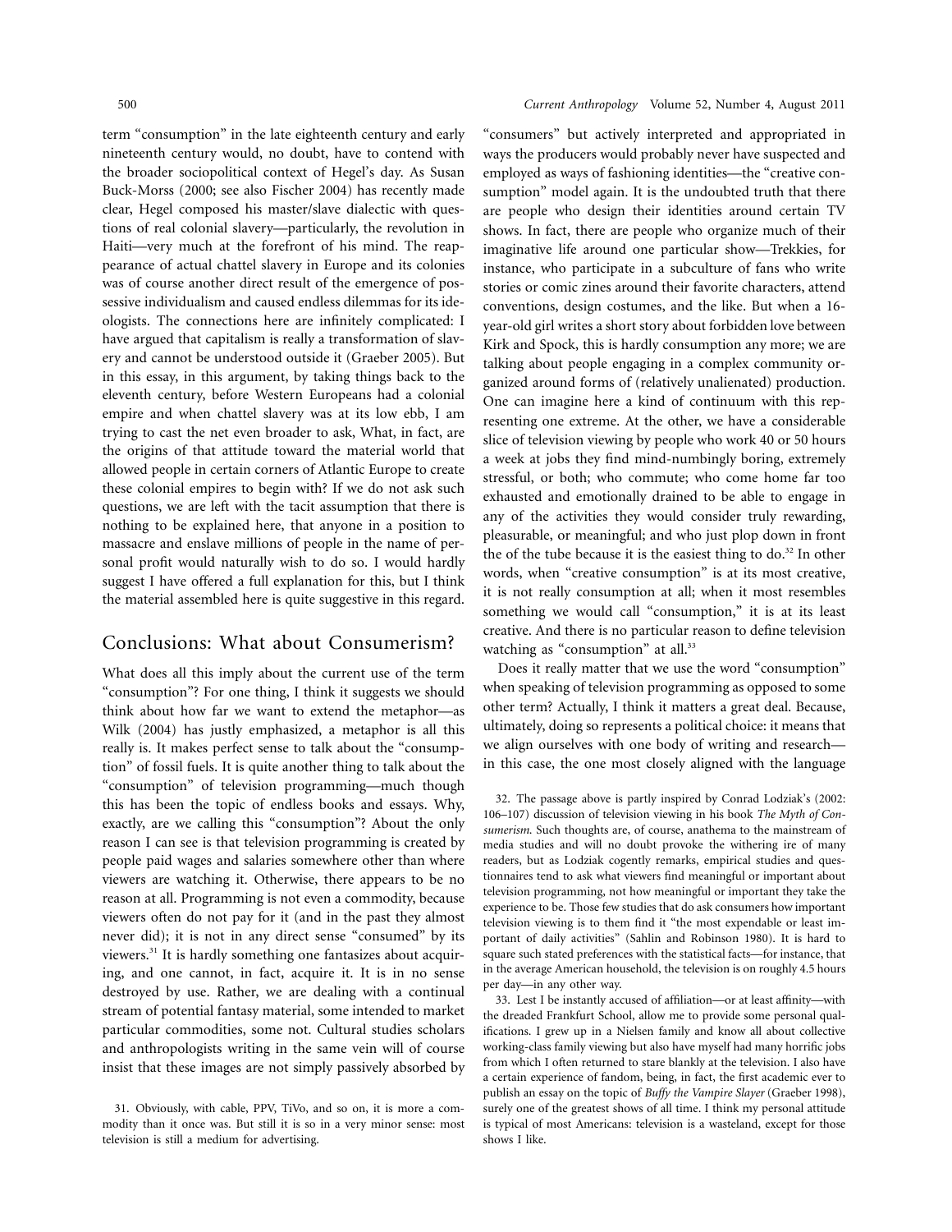term "consumption" in the late eighteenth century and early nineteenth century would, no doubt, have to contend with the broader sociopolitical context of Hegel's day. As Susan Buck-Morss (2000; see also Fischer 2004) has recently made clear, Hegel composed his master/slave dialectic with questions of real colonial slavery—particularly, the revolution in Haiti—very much at the forefront of his mind. The reappearance of actual chattel slavery in Europe and its colonies was of course another direct result of the emergence of possessive individualism and caused endless dilemmas for its ideologists. The connections here are infinitely complicated: I have argued that capitalism is really a transformation of slavery and cannot be understood outside it (Graeber 2005). But in this essay, in this argument, by taking things back to the eleventh century, before Western Europeans had a colonial empire and when chattel slavery was at its low ebb, I am trying to cast the net even broader to ask, What, in fact, are the origins of that attitude toward the material world that allowed people in certain corners of Atlantic Europe to create these colonial empires to begin with? If we do not ask such questions, we are left with the tacit assumption that there is nothing to be explained here, that anyone in a position to massacre and enslave millions of people in the name of personal profit would naturally wish to do so. I would hardly suggest I have offered a full explanation for this, but I think the material assembled here is quite suggestive in this regard.

## Conclusions: What about Consumerism?

What does all this imply about the current use of the term "consumption"? For one thing, I think it suggests we should think about how far we want to extend the metaphor—as Wilk (2004) has justly emphasized, a metaphor is all this really is. It makes perfect sense to talk about the "consumption" of fossil fuels. It is quite another thing to talk about the "consumption" of television programming—much though this has been the topic of endless books and essays. Why, exactly, are we calling this "consumption"? About the only reason I can see is that television programming is created by people paid wages and salaries somewhere other than where viewers are watching it. Otherwise, there appears to be no reason at all. Programming is not even a commodity, because viewers often do not pay for it (and in the past they almost never did); it is not in any direct sense "consumed" by its viewers.[31] It is hardly something one fantasizes about acquiring, and one cannot, in fact, acquire it. It is in no sense destroyed by use. Rather, we are dealing with a continual stream of potential fantasy material, some intended to market particular commodities, some not. Cultural studies scholars and anthropologists writing in the same vein will of course insist that these images are not simply passively absorbed by "consumers" but actively interpreted and appropriated in ways the producers would probably never have suspected and employed as ways of fashioning identities—the "creative consumption" model again. It is the undoubted truth that there are people who design their identities around certain TV shows. In fact, there are people who organize much of their imaginative life around one particular show—Trekkies, for instance, who participate in a subculture of fans who write stories or comic zines around their favorite characters, attend conventions, design costumes, and the like. But when a 16-year-old girl writes a short story about forbidden love between Kirk and Spock, this is hardly consumption any more; we are talking about people engaging in a complex community organized around forms of (relatively unalienated) production. One can imagine here a kind of continuum with this representing one extreme. At the other, we have a considerable slice of television viewing by people who work 40 or 50 hours a week at jobs they find mind-numbingly boring, extremely stressful, or both; who commute; who come home far too exhausted and emotionally drained to be able to engage in any of the activities they would consider truly rewarding, pleasurable, or meaningful; and who just plop down in front the of the tube because it is the easiest thing to do.[32] In other words, when "creative consumption" is at its most creative, it is not really consumption at all; when it most resembles something we would call "consumption," it is at its least creative. And there is no particular reason to define television watching as "consumption" at all.[33]

Does it really matter that we use the word "consumption" when speaking of television programming as opposed to some other term? Actually, I think it matters a great deal. Because, ultimately, doing so represents a political choice: it means that we align ourselves with one body of writing and research—in this case, the one most closely aligned with the language

31. Obviously, with cable, PPV, TiVo, and so on, it is more a commodity than it once was. But still it is so in a very minor sense: most television is still a medium for advertising.

32. The passage above is partly inspired by Conrad Lodziak's (2002: 106–107) discussion of television viewing in his book *The Myth of Consumerism*. Such thoughts are, of course, anathema to the mainstream of media studies and will no doubt provoke the withering ire of many readers, but as Lodziak cogently remarks, empirical studies and questionnaires tend to ask what viewers find meaningful or important about television programming, not how meaningful or important they take the experience to be. Those few studies that do ask consumers how important television viewing is to them find it "the most expendable or least important of daily activities" (Sahlin and Robinson 1980). It is hard to square such stated preferences with the statistical facts—for instance, that in the average American household, the television is on roughly 4.5 hours per day—in any other way.

33. Lest I be instantly accused of affiliation—or at least affinity—with the dreaded Frankfurt School, allow me to provide some personal qualifications. I grew up in a Nielsen family and know all about collective working-class family viewing but also have myself had many horrific jobs from which I often returned to stare blankly at the television. I also have a certain experience of fandom, being, in fact, the first academic ever to publish an essay on the topic of *Buffy the Vampire Slayer* (Graeber 1998), surely one of the greatest shows of all time. I think my personal attitude is typical of most Americans: television is a wasteland, except for those shows I like.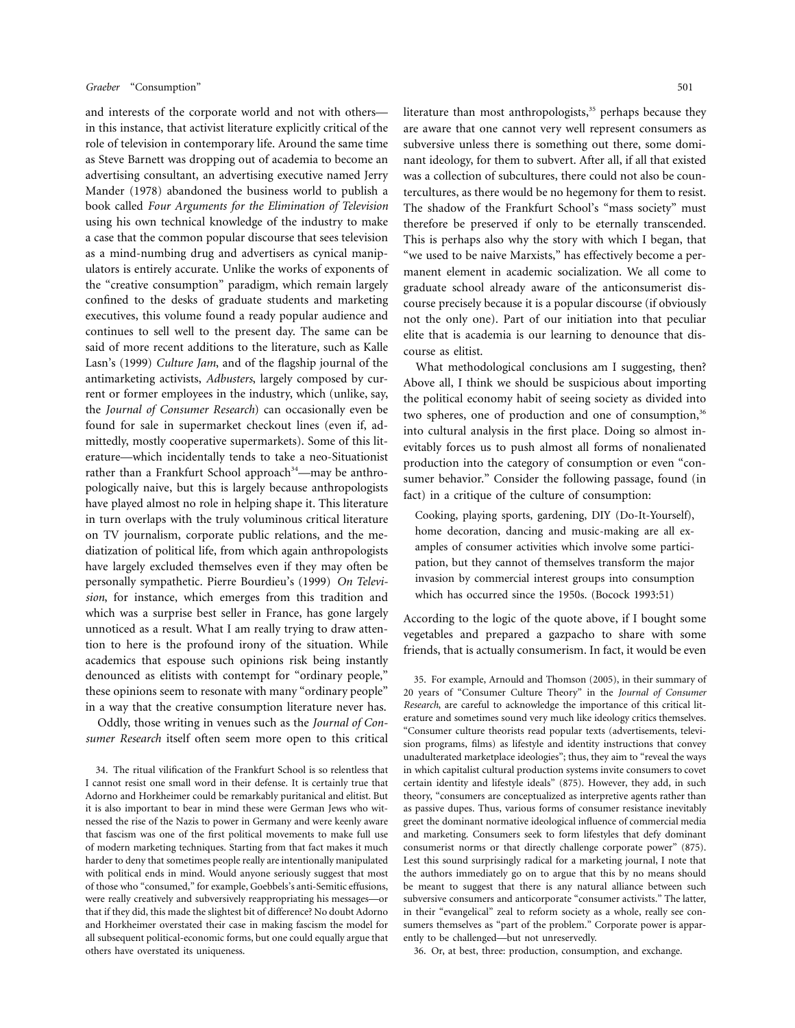and interests of the corporate world and not with others—in this instance, that activist literature explicitly critical of the role of television in contemporary life. Around the same time as Steve Barnett was dropping out of academia to become an advertising consultant, an advertising executive named Jerry Mander (1978) abandoned the business world to publish a book called *Four Arguments for the Elimination of Television* using his own technical knowledge of the industry to make a case that the common popular discourse that sees television as a mind-numbing drug and advertisers as cynical manipulators is entirely accurate. Unlike the works of exponents of the "creative consumption" paradigm, which remain largely confined to the desks of graduate students and marketing executives, this volume found a ready popular audience and continues to sell well to the present day. The same can be said of more recent additions to the literature, such as Kalle Lasn's (1999) *Culture Jam*, and of the flagship journal of the antimarketing activists, *Adbusters*, largely composed by current or former employees in the industry, which (unlike, say, the *Journal of Consumer Research*) can occasionally even be found for sale in supermarket checkout lines (even if, admittedly, mostly cooperative supermarkets). Some of this literature—which incidentally tends to take a neo-Situationist rather than a Frankfurt School approach[34]—may be anthropologically naive, but this is largely because anthropologists have played almost no role in helping shape it. This literature in turn overlaps with the truly voluminous critical literature on TV journalism, corporate public relations, and the mediatization of political life, from which again anthropologists have largely excluded themselves even if they may often be personally sympathetic. Pierre Bourdieu's (1999) *On Television*, for instance, which emerges from this tradition and which was a surprise best seller in France, has gone largely unnoticed as a result. What I am really trying to draw attention to here is the profound irony of the situation. While academics that espouse such opinions risk being instantly denounced as elitists with contempt for "ordinary people," these opinions seem to resonate with many "ordinary people" in a way that the creative consumption literature never has.

Oddly, those writing in venues such as the *Journal of Consumer Research* itself often seem more open to this critical literature than most anthropologists,[35] perhaps because they are aware that one cannot very well represent consumers as subversive unless there is something out there, some dominant ideology, for them to subvert. After all, if all that existed was a collection of subcultures, there could not also be countercultures, as there would be no hegemony for them to resist. The shadow of the Frankfurt School's "mass society" must therefore be preserved if only to be eternally transcended. This is perhaps also why the story with which I began, that "we used to be naive Marxists," has effectively become a permanent element in academic socialization. We all come to graduate school already aware of the anticonsumerist discourse precisely because it is a popular discourse (if obviously not the only one). Part of our initiation into that peculiar elite that is academia is our learning to denounce that discourse as elitist.

What methodological conclusions am I suggesting, then? Above all, I think we should be suspicious about importing the political economy habit of seeing society as divided into two spheres, one of production and one of consumption,[36] into cultural analysis in the first place. Doing so almost inevitably forces us to push almost all forms of nonalienated production into the category of consumption or even "consumer behavior." Consider the following passage, found (in fact) in a critique of the culture of consumption:

> Cooking, playing sports, gardening, DIY (Do-It-Yourself), home decoration, dancing and music-making are all examples of consumer activities which involve some participation, but they cannot of themselves transform the major invasion by commercial interest groups into consumption which has occurred since the 1950s. (Bocock 1993:51)

According to the logic of the quote above, if I bought some vegetables and prepared a gazpacho to share with some friends, that is actually consumerism. In fact, it would be even

34. The ritual vilification of the Frankfurt School is so relentless that I cannot resist one small word in their defense. It is certainly true that Adorno and Horkheimer could be remarkably puritanical and elitist. But it is also important to bear in mind these were German Jews who witnessed the rise of the Nazis to power in Germany and were keenly aware that fascism was one of the first political movements to make full use of modern marketing techniques. Starting from that fact makes it much harder to deny that sometimes people really are intentionally manipulated with political ends in mind. Would anyone seriously suggest that most of those who "consumed," for example, Goebbels's anti-Semitic effusions, were really creatively and subversively reappropriating his messages—or that if they did, this made the slightest bit of difference? No doubt Adorno and Horkheimer overstated their case in making fascism the model for all subsequent political-economic forms, but one could equally argue that others have overstated its uniqueness.

35. For example, Arnould and Thomson (2005), in their summary of 20 years of "Consumer Culture Theory" in the *Journal of Consumer Research*, are careful to acknowledge the importance of this critical literature and sometimes sound very much like ideology critics themselves. "Consumer culture theorists read popular texts (advertisements, television programs, films) as lifestyle and identity instructions that convey unadulterated marketplace ideologies"; thus, they aim to "reveal the ways in which capitalist cultural production systems invite consumers to covet certain identity and lifestyle ideals" (875). However, they add, in such theory, "consumers are conceptualized as interpretive agents rather than as passive dupes. Thus, various forms of consumer resistance inevitably greet the dominant normative ideological influence of commercial media and marketing. Consumers seek to form lifestyles that defy dominant consumerist norms or that directly challenge corporate power" (875). Lest this sound surprisingly radical for a marketing journal, I note that the authors immediately go on to argue that this by no means should be meant to suggest that there is any natural alliance between such subversive consumers and anticorporate "consumer activists." The latter, in their "evangelical" zeal to reform society as a whole, really see consumers themselves as "part of the problem." Corporate power is apparently to be challenged—but not unreservedly.

36. Or, at best, three: production, consumption, and exchange.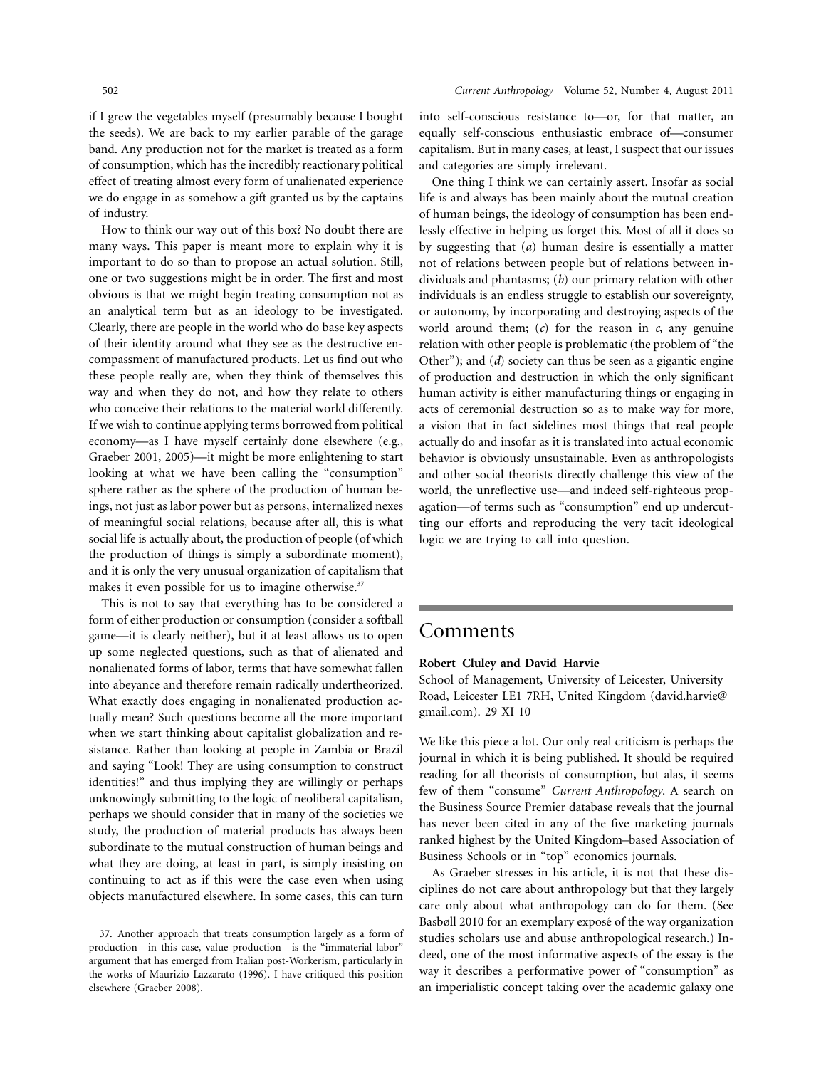if I grew the vegetables myself (presumably because I bought the seeds). We are back to my earlier parable of the garage band. Any production not for the market is treated as a form of consumption, which has the incredibly reactionary political effect of treating almost every form of unalienated experience we do engage in as somehow a gift granted us by the captains of industry.

How to think our way out of this box? No doubt there are many ways. This paper is meant more to explain why it is important to do so than to propose an actual solution. Still, one or two suggestions might be in order. The first and most obvious is that we might begin treating consumption not as an analytical term but as an ideology to be investigated. Clearly, there are people in the world who do base key aspects of their identity around what they see as the destructive encompassment of manufactured products. Let us find out who these people really are, when they think of themselves this way and when they do not, and how they relate to others who conceive their relations to the material world differently. If we wish to continue applying terms borrowed from political economy—as I have myself certainly done elsewhere (e.g., Graeber 2001, 2005)—it might be more enlightening to start looking at what we have been calling the "consumption" sphere rather as the sphere of the production of human beings, not just as labor power but as persons, internalized nexes of meaningful social relations, because after all, this is what social life is actually about, the production of people (of which the production of things is simply a subordinate moment), and it is only the very unusual organization of capitalism that makes it even possible for us to imagine otherwise.[37]

This is not to say that everything has to be considered a form of either production or consumption (consider a softball game—it is clearly neither), but it at least allows us to open up some neglected questions, such as that of alienated and nonalienated forms of labor, terms that have somewhat fallen into abeyance and therefore remain radically undertheorized. What exactly does engaging in nonalienated production actually mean? Such questions become all the more important when we start thinking about capitalist globalization and resistance. Rather than looking at people in Zambia or Brazil and saying "Look! They are using consumption to construct identities!" and thus implying they are willingly or perhaps unknowingly submitting to the logic of neoliberal capitalism, perhaps we should consider that in many of the societies we study, the production of material products has always been subordinate to the mutual construction of human beings and what they are doing, at least in part, is simply insisting on continuing to act as if this were the case even when using objects manufactured elsewhere. In some cases, this can turn into self-conscious resistance to—or, for that matter, an equally self-conscious enthusiastic embrace of—consumer capitalism. But in many cases, at least, I suspect that our issues and categories are simply irrelevant.

One thing I think we can certainly assert. Insofar as social life is and always has been mainly about the mutual creation of human beings, the ideology of consumption has been endlessly effective in helping us forget this. Most of all it does so by suggesting that (*a*) human desire is essentially a matter not of relations between people but of relations between individuals and phantasms; (*b*) our primary relation with other individuals is an endless struggle to establish our sovereignty, or autonomy, by incorporating and destroying aspects of the world around them; (*c*) for the reason in *c*, any genuine relation with other people is problematic (the problem of "the Other"); and (*d*) society can thus be seen as a gigantic engine of production and destruction in which the only significant human activity is either manufacturing things or engaging in acts of ceremonial destruction so as to make way for more, a vision that in fact sidelines most things that real people actually do and insofar as it is translated into actual economic behavior is obviously unsustainable. Even as anthropologists and other social theorists directly challenge this view of the world, the unreflective use—and indeed self-righteous propagation—of terms such as "consumption" end up undercutting our efforts and reproducing the very tacit ideological logic we are trying to call into question.

37. Another approach that treats consumption largely as a form of production—in this case, value production—is the "immaterial labor" argument that has emerged from Italian post-Workerism, particularly in the works of Maurizio Lazzarato (1996). I have critiqued this position elsewhere (Graeber 2008).

## Comments

**Robert Cluley and David Harvie**

School of Management, University of Leicester, University Road, Leicester LE1 7RH, United Kingdom (david.harvie@gmail.com). 29 XI 10

We like this piece a lot. Our only real criticism is perhaps the journal in which it is being published. It should be required reading for all theorists of consumption, but alas, it seems few of them "consume" *Current Anthropology*. A search on the Business Source Premier database reveals that the journal has never been cited in any of the five marketing journals ranked highest by the United Kingdom–based Association of Business Schools or in "top" economics journals.

As Graeber stresses in his article, it is not that these disciplines do not care about anthropology but that they largely care only about what anthropology can do for them. (See Basbøll 2010 for an exemplary exposé of the way organization studies scholars use and abuse anthropological research.) Indeed, one of the most informative aspects of the essay is the way it describes a performative power of "consumption" as an imperialistic concept taking over the academic galaxy one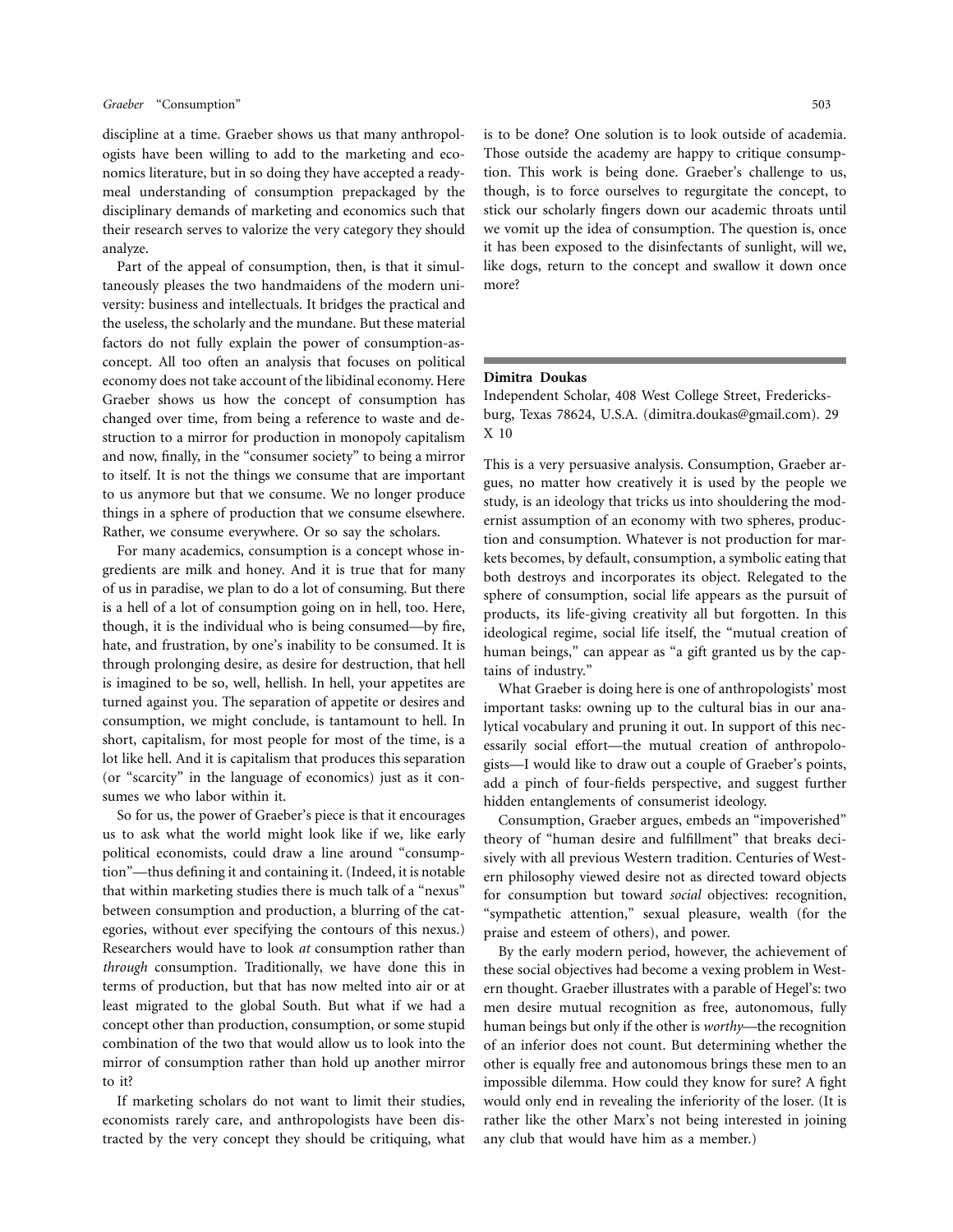discipline at a time. Graeber shows us that many anthropologists have been willing to add to the marketing and economics literature, but in so doing they have accepted a ready-meal understanding of consumption prepackaged by the disciplinary demands of marketing and economics such that their research serves to valorize the very category they should analyze.

Part of the appeal of consumption, then, is that it simultaneously pleases the two handmaidens of the modern university: business and intellectuals. It bridges the practical and the useless, the scholarly and the mundane. But these material factors do not fully explain the power of consumption-as-concept. All too often an analysis that focuses on political economy does not take account of the libidinal economy. Here Graeber shows us how the concept of consumption has changed over time, from being a reference to waste and destruction to a mirror for production in monopoly capitalism and now, finally, in the "consumer society" to being a mirror to itself. It is not the things we consume that are important to us anymore but that we consume. We no longer produce things in a sphere of production that we consume elsewhere. Rather, we consume everywhere. Or so say the scholars.

For many academics, consumption is a concept whose ingredients are milk and honey. And it is true that for many of us in paradise, we plan to do a lot of consuming. But there is a hell of a lot of consumption going on in hell, too. Here, though, it is the individual who is being consumed—by fire, hate, and frustration, by one's inability to be consumed. It is through prolonging desire, as desire for destruction, that hell is imagined to be so, well, hellish. In hell, your appetites are turned against you. The separation of appetite or desires and consumption, we might conclude, is tantamount to hell. In short, capitalism, for most people for most of the time, is a lot like hell. And it is capitalism that produces this separation (or "scarcity" in the language of economics) just as it consumes we who labor within it.

So for us, the power of Graeber's piece is that it encourages us to ask what the world might look like if we, like early political economists, could draw a line around "consumption"—thus defining it and containing it. (Indeed, it is notable that within marketing studies there is much talk of a "nexus" between consumption and production, a blurring of the categories, without ever specifying the contours of this nexus.) Researchers would have to look *at* consumption rather than *through* consumption. Traditionally, we have done this in terms of production, but that has now melted into air or at least migrated to the global South. But what if we had a concept other than production, consumption, or some stupid combination of the two that would allow us to look into the mirror of consumption rather than hold up another mirror to it?

If marketing scholars do not want to limit their studies, economists rarely care, and anthropologists have been distracted by the very concept they should be critiquing, what is to be done? One solution is to look outside of academia. Those outside the academy are happy to critique consumption. This work is being done. Graeber's challenge to us, though, is to force ourselves to regurgitate the concept, to stick our scholarly fingers down our academic throats until we vomit up the idea of consumption. The question is, once it has been exposed to the disinfectants of sunlight, will we, like dogs, return to the concept and swallow it down once more?

**Dimitra Doukas**

Independent Scholar, 408 West College Street, Fredericksburg, Texas 78624, U.S.A. (dimitra.doukas@gmail.com). 29 X 10

This is a very persuasive analysis. Consumption, Graeber argues, no matter how creatively it is used by the people we study, is an ideology that tricks us into shouldering the modernist assumption of an economy with two spheres, production and consumption. Whatever is not production for markets becomes, by default, consumption, a symbolic eating that both destroys and incorporates its object. Relegated to the sphere of consumption, social life appears as the pursuit of products, its life-giving creativity all but forgotten. In this ideological regime, social life itself, the "mutual creation of human beings," can appear as "a gift granted us by the captains of industry."

What Graeber is doing here is one of anthropologists' most important tasks: owning up to the cultural bias in our analytical vocabulary and pruning it out. In support of this necessarily social effort—the mutual creation of anthropologists—I would like to draw out a couple of Graeber's points, add a pinch of four-fields perspective, and suggest further hidden entanglements of consumerist ideology.

Consumption, Graeber argues, embeds an "impoverished" theory of "human desire and fulfillment" that breaks decisively with all previous Western tradition. Centuries of Western philosophy viewed desire not as directed toward objects for consumption but toward *social* objectives: recognition, "sympathetic attention," sexual pleasure, wealth (for the praise and esteem of others), and power.

By the early modern period, however, the achievement of these social objectives had become a vexing problem in Western thought. Graeber illustrates with a parable of Hegel's: two men desire mutual recognition as free, autonomous, fully human beings but only if the other is *worthy*—the recognition of an inferior does not count. But determining whether the other is equally free and autonomous brings these men to an impossible dilemma. How could they know for sure? A fight would only end in revealing the inferiority of the loser. (It is rather like the other Marx's not being interested in joining any club that would have him as a member.)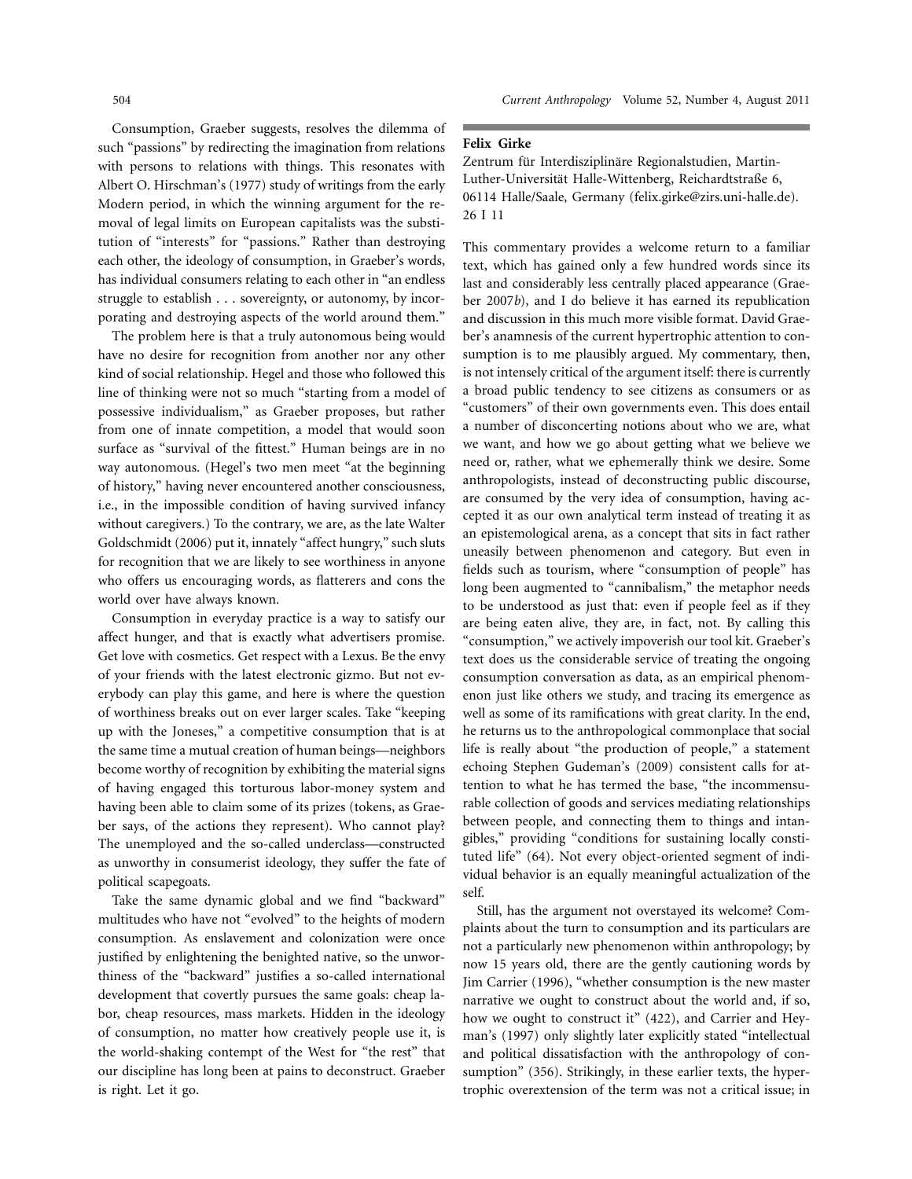Consumption, Graeber suggests, resolves the dilemma of such "passions" by redirecting the imagination from relations with persons to relations with things. This resonates with Albert O. Hirschman's (1977) study of writings from the early Modern period, in which the winning argument for the removal of legal limits on European capitalists was the substitution of "interests" for "passions." Rather than destroying each other, the ideology of consumption, in Graeber's words, has individual consumers relating to each other in "an endless struggle to establish . . . sovereignty, or autonomy, by incorporating and destroying aspects of the world around them."

The problem here is that a truly autonomous being would have no desire for recognition from another nor any other kind of social relationship. Hegel and those who followed this line of thinking were not so much "starting from a model of possessive individualism," as Graeber proposes, but rather from one of innate competition, a model that would soon surface as "survival of the fittest." Human beings are in no way autonomous. (Hegel's two men meet "at the beginning of history," having never encountered another consciousness, i.e., in the impossible condition of having survived infancy without caregivers.) To the contrary, we are, as the late Walter Goldschmidt (2006) put it, innately "affect hungry," such sluts for recognition that we are likely to see worthiness in anyone who offers us encouraging words, as flatterers and cons the world over have always known.

Consumption in everyday practice is a way to satisfy our affect hunger, and that is exactly what advertisers promise. Get love with cosmetics. Get respect with a Lexus. Be the envy of your friends with the latest electronic gizmo. But not everybody can play this game, and here is where the question of worthiness breaks out on ever larger scales. Take "keeping up with the Joneses," a competitive consumption that is at the same time a mutual creation of human beings—neighbors become worthy of recognition by exhibiting the material signs of having engaged this torturous labor-money system and having been able to claim some of its prizes (tokens, as Graeber says, of the actions they represent). Who cannot play? The unemployed and the so-called underclass—constructed as unworthy in consumerist ideology, they suffer the fate of political scapegoats.

Take the same dynamic global and we find "backward" multitudes who have not "evolved" to the heights of modern consumption. As enslavement and colonization were once justified by enlightening the benighted native, so the unworthiness of the "backward" justifies a so-called international development that covertly pursues the same goals: cheap labor, cheap resources, mass markets. Hidden in the ideology of consumption, no matter how creatively people use it, is the world-shaking contempt of the West for "the rest" that our discipline has long been at pains to deconstruct. Graeber is right. Let it go.

**Felix Girke**

Zentrum für Interdisziplinäre Regionalstudien, Martin-Luther-Universität Halle-Wittenberg, Reichardtstraße 6, 06114 Halle/Saale, Germany (felix.girke@zirs.uni-halle.de). 26 I 11

This commentary provides a welcome return to a familiar text, which has gained only a few hundred words since its last and considerably less centrally placed appearance (Graeber 2007*b*), and I do believe it has earned its republication and discussion in this much more visible format. David Graeber's anamnesis of the current hypertrophic attention to consumption is to me plausibly argued. My commentary, then, is not intensely critical of the argument itself: there is currently a broad public tendency to see citizens as consumers or as "customers" of their own governments even. This does entail a number of disconcerting notions about who we are, what we want, and how we go about getting what we believe we need or, rather, what we ephemerally think we desire. Some anthropologists, instead of deconstructing public discourse, are consumed by the very idea of consumption, having accepted it as our own analytical term instead of treating it as an epistemological arena, as a concept that sits in fact rather uneasily between phenomenon and category. But even in fields such as tourism, where "consumption of people" has long been augmented to "cannibalism," the metaphor needs to be understood as just that: even if people feel as if they are being eaten alive, they are, in fact, not. By calling this "consumption," we actively impoverish our tool kit. Graeber's text does us the considerable service of treating the ongoing consumption conversation as data, as an empirical phenomenon just like others we study, and tracing its emergence as well as some of its ramifications with great clarity. In the end, he returns us to the anthropological commonplace that social life is really about "the production of people," a statement echoing Stephen Gudeman's (2009) consistent calls for attention to what he has termed the base, "the incommensurable collection of goods and services mediating relationships between people, and connecting them to things and intangibles," providing "conditions for sustaining locally constituted life" (64). Not every object-oriented segment of individual behavior is an equally meaningful actualization of the self.

Still, has the argument not overstayed its welcome? Complaints about the turn to consumption and its particulars are not a particularly new phenomenon within anthropology; by now 15 years old, there are the gently cautioning words by Jim Carrier (1996), "whether consumption is the new master narrative we ought to construct about the world and, if so, how we ought to construct it" (422), and Carrier and Heyman's (1997) only slightly later explicitly stated "intellectual and political dissatisfaction with the anthropology of consumption" (356). Strikingly, in these earlier texts, the hypertrophic overextension of the term was not a critical issue; in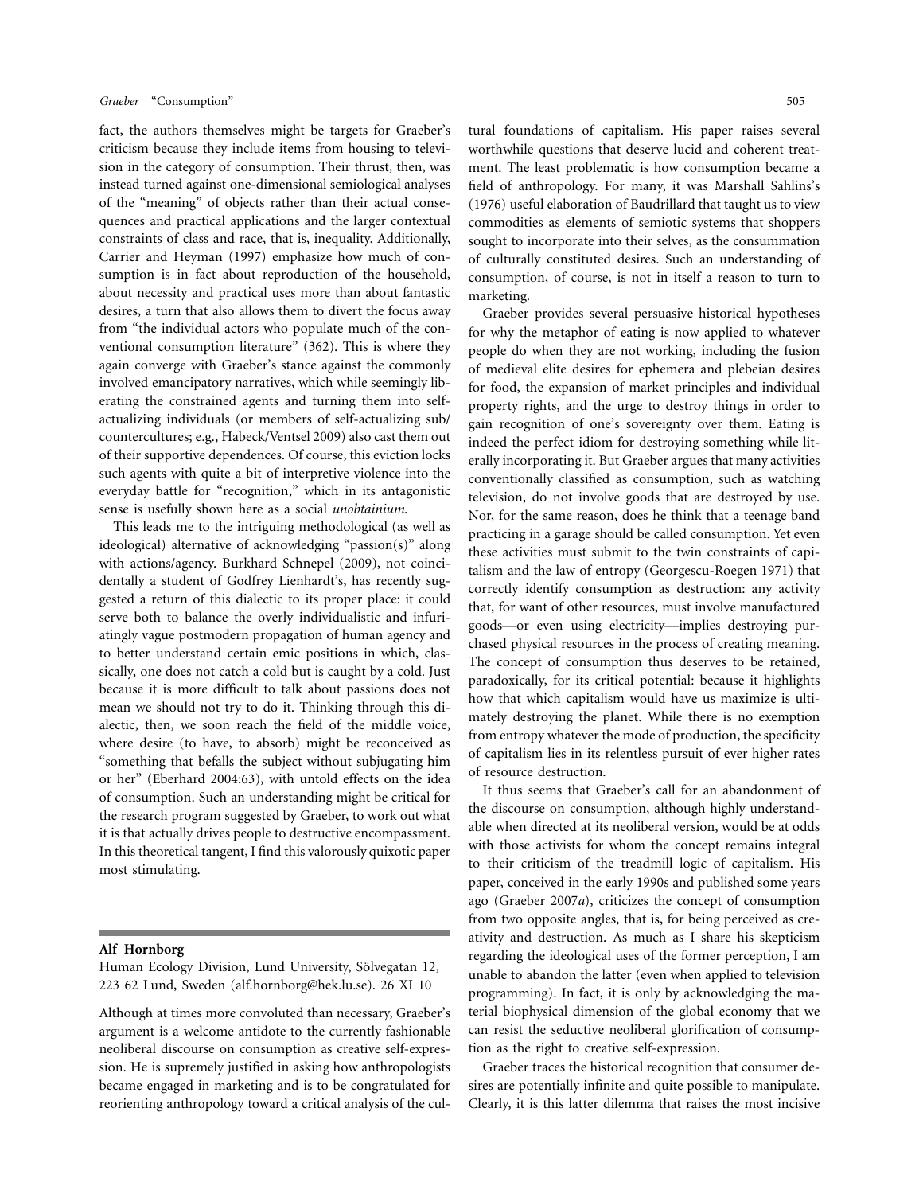fact, the authors themselves might be targets for Graeber's criticism because they include items from housing to television in the category of consumption. Their thrust, then, was instead turned against one-dimensional semiological analyses of the "meaning" of objects rather than their actual consequences and practical applications and the larger contextual constraints of class and race, that is, inequality. Additionally, Carrier and Heyman (1997) emphasize how much of consumption is in fact about reproduction of the household, about necessity and practical uses more than about fantastic desires, a turn that also allows them to divert the focus away from "the individual actors who populate much of the conventional consumption literature" (362). This is where they again converge with Graeber's stance against the commonly involved emancipatory narratives, which while seemingly liberating the constrained agents and turning them into self-actualizing individuals (or members of self-actualizing sub/countercultures; e.g., Habeck/Ventsel 2009) also cast them out of their supportive dependences. Of course, this eviction locks such agents with quite a bit of interpretive violence into the everyday battle for "recognition," which in its antagonistic sense is usefully shown here as a social *unobtainium*.

This leads me to the intriguing methodological (as well as ideological) alternative of acknowledging "passion(s)" along with actions/agency. Burkhard Schnepel (2009), not coincidentally a student of Godfrey Lienhardt's, has recently suggested a return of this dialectic to its proper place: it could serve both to balance the overly individualistic and infuriatingly vague postmodern propagation of human agency and to better understand certain emic positions in which, classically, one does not catch a cold but is caught by a cold. Just because it is more difficult to talk about passions does not mean we should not try to do it. Thinking through this dialectic, then, we soon reach the field of the middle voice, where desire (to have, to absorb) might be reconceived as "something that befalls the subject without subjugating him or her" (Eberhard 2004:63), with untold effects on the idea of consumption. Such an understanding might be critical for the research program suggested by Graeber, to work out what it is that actually drives people to destructive encompassment. In this theoretical tangent, I find this valorously quixotic paper most stimulating.

**Alf Hornborg**

Human Ecology Division, Lund University, Sölvegatan 12, 223 62 Lund, Sweden (alf.hornborg@hek.lu.se). 26 XI 10

Although at times more convoluted than necessary, Graeber's argument is a welcome antidote to the currently fashionable neoliberal discourse on consumption as creative self-expression. He is supremely justified in asking how anthropologists became engaged in marketing and is to be congratulated for reorienting anthropology toward a critical analysis of the cultural foundations of capitalism. His paper raises several worthwhile questions that deserve lucid and coherent treatment. The least problematic is how consumption became a field of anthropology. For many, it was Marshall Sahlins's (1976) useful elaboration of Baudrillard that taught us to view commodities as elements of semiotic systems that shoppers sought to incorporate into their selves, as the consummation of culturally constituted desires. Such an understanding of consumption, of course, is not in itself a reason to turn to marketing.

Graeber provides several persuasive historical hypotheses for why the metaphor of eating is now applied to whatever people do when they are not working, including the fusion of medieval elite desires for ephemera and plebeian desires for food, the expansion of market principles and individual property rights, and the urge to destroy things in order to gain recognition of one's sovereignty over them. Eating is indeed the perfect idiom for destroying something while literally incorporating it. But Graeber argues that many activities conventionally classified as consumption, such as watching television, do not involve goods that are destroyed by use. Nor, for the same reason, does he think that a teenage band practicing in a garage should be called consumption. Yet even these activities must submit to the twin constraints of capitalism and the law of entropy (Georgescu-Roegen 1971) that correctly identify consumption as destruction: any activity that, for want of other resources, must involve manufactured goods—or even using electricity—implies destroying purchased physical resources in the process of creating meaning. The concept of consumption thus deserves to be retained, paradoxically, for its critical potential: because it highlights how that which capitalism would have us maximize is ultimately destroying the planet. While there is no exemption from entropy whatever the mode of production, the specificity of capitalism lies in its relentless pursuit of ever higher rates of resource destruction.

It thus seems that Graeber's call for an abandonment of the discourse on consumption, although highly understandable when directed at its neoliberal version, would be at odds with those activists for whom the concept remains integral to their criticism of the treadmill logic of capitalism. His paper, conceived in the early 1990s and published some years ago (Graeber 2007*a*), criticizes the concept of consumption from two opposite angles, that is, for being perceived as creativity and destruction. As much as I share his skepticism regarding the ideological uses of the former perception, I am unable to abandon the latter (even when applied to television programming). In fact, it is only by acknowledging the material biophysical dimension of the global economy that we can resist the seductive neoliberal glorification of consumption as the right to creative self-expression.

Graeber traces the historical recognition that consumer desires are potentially infinite and quite possible to manipulate. Clearly, it is this latter dilemma that raises the most incisive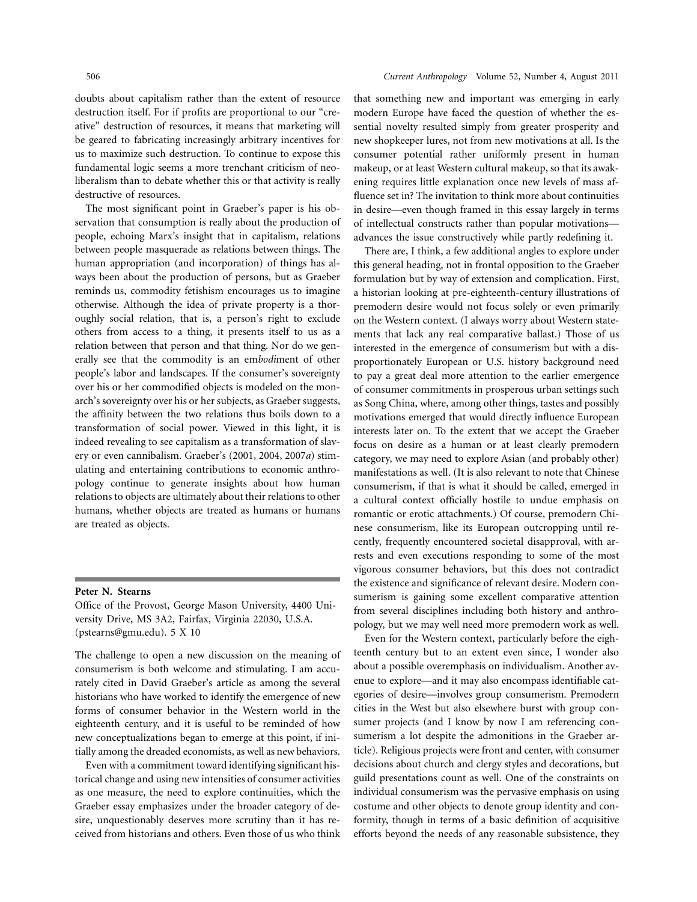doubts about capitalism rather than the extent of resource destruction itself. For if profits are proportional to our "creative" destruction of resources, it means that marketing will be geared to fabricating increasingly arbitrary incentives for us to maximize such destruction. To continue to expose this fundamental logic seems a more trenchant criticism of neoliberalism than to debate whether this or that activity is really destructive of resources.

The most significant point in Graeber's paper is his observation that consumption is really about the production of people, echoing Marx's insight that in capitalism, relations between people masquerade as relations between things. The human appropriation (and incorporation) of things has always been about the production of persons, but as Graeber reminds us, commodity fetishism encourages us to imagine otherwise. Although the idea of private property is a thoroughly social relation, that is, a person's right to exclude others from access to a thing, it presents itself to us as a relation between that person and that thing. Nor do we generally see that the commodity is an em*bodi*ment of other people's labor and landscapes. If the consumer's sovereignty over his or her commodified objects is modeled on the monarch's sovereignty over his or her subjects, as Graeber suggests, the affinity between the two relations thus boils down to a transformation of social power. Viewed in this light, it is indeed revealing to see capitalism as a transformation of slavery or even cannibalism. Graeber's (2001, 2004, 2007*a*) stimulating and entertaining contributions to economic anthropology continue to generate insights about how human relations to objects are ultimately about their relations to other humans, whether objects are treated as humans or humans are treated as objects.

**Peter N. Stearns**

Office of the Provost, George Mason University, 4400 University Drive, MS 3A2, Fairfax, Virginia 22030, U.S.A. (pstearns@gmu.edu). 5 X 10

The challenge to open a new discussion on the meaning of consumerism is both welcome and stimulating. I am accurately cited in David Graeber's article as among the several historians who have worked to identify the emergence of new forms of consumer behavior in the Western world in the eighteenth century, and it is useful to be reminded of how new conceptualizations began to emerge at this point, if initially among the dreaded economists, as well as new behaviors.

Even with a commitment toward identifying significant historical change and using new intensities of consumer activities as one measure, the need to explore continuities, which the Graeber essay emphasizes under the broader category of desire, unquestionably deserves more scrutiny than it has received from historians and others. Even those of us who think that something new and important was emerging in early modern Europe have faced the question of whether the essential novelty resulted simply from greater prosperity and new shopkeeper lures, not from new motivations at all. Is the consumer potential rather uniformly present in human makeup, or at least Western cultural makeup, so that its awakening requires little explanation once new levels of mass affluence set in? The invitation to think more about continuities in desire—even though framed in this essay largely in terms of intellectual constructs rather than popular motivations—advances the issue constructively while partly redefining it.

There are, I think, a few additional angles to explore under this general heading, not in frontal opposition to the Graeber formulation but by way of extension and complication. First, a historian looking at pre-eighteenth-century illustrations of premodern desire would not focus solely or even primarily on the Western context. (I always worry about Western statements that lack any real comparative ballast.) Those of us interested in the emergence of consumerism but with a disproportionately European or U.S. history background need to pay a great deal more attention to the earlier emergence of consumer commitments in prosperous urban settings such as Song China, where, among other things, tastes and possibly motivations emerged that would directly influence European interests later on. To the extent that we accept the Graeber focus on desire as a human or at least clearly premodern category, we may need to explore Asian (and probably other) manifestations as well. (It is also relevant to note that Chinese consumerism, if that is what it should be called, emerged in a cultural context officially hostile to undue emphasis on romantic or erotic attachments.) Of course, premodern Chinese consumerism, like its European outcropping until recently, frequently encountered societal disapproval, with arrests and even executions responding to some of the most vigorous consumer behaviors, but this does not contradict the existence and significance of relevant desire. Modern consumerism is gaining some excellent comparative attention from several disciplines including both history and anthropology, but we may well need more premodern work as well.

Even for the Western context, particularly before the eighteenth century but to an extent even since, I wonder also about a possible overemphasis on individualism. Another avenue to explore—and it may also encompass identifiable categories of desire—involves group consumerism. Premodern cities in the West but also elsewhere burst with group consumer projects (and I know by now I am referencing consumerism a lot despite the admonitions in the Graeber article). Religious projects were front and center, with consumer decisions about church and clergy styles and decorations, but guild presentations count as well. One of the constraints on individual consumerism was the pervasive emphasis on using costume and other objects to denote group identity and conformity, though in terms of a basic definition of acquisitive efforts beyond the needs of any reasonable subsistence, they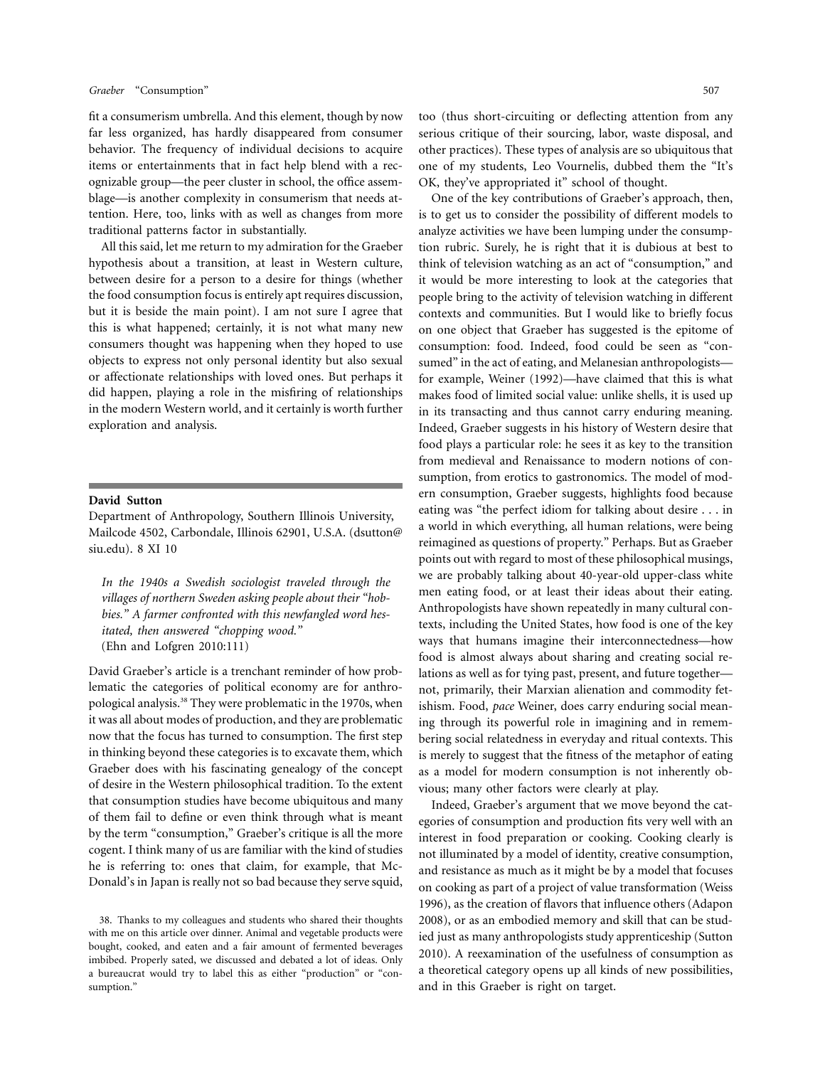fit a consumerism umbrella. And this element, though by now far less organized, has hardly disappeared from consumer behavior. The frequency of individual decisions to acquire items or entertainments that in fact help blend with a recognizable group—the peer cluster in school, the office assemblage—is another complexity in consumerism that needs attention. Here, too, links with as well as changes from more traditional patterns factor in substantially.

All this said, let me return to my admiration for the Graeber hypothesis about a transition, at least in Western culture, between desire for a person to a desire for things (whether the food consumption focus is entirely apt requires discussion, but it is beside the main point). I am not sure I agree that this is what happened; certainly, it is not what many new consumers thought was happening when they hoped to use objects to express not only personal identity but also sexual or affectionate relationships with loved ones. But perhaps it did happen, playing a role in the misfiring of relationships in the modern Western world, and it certainly is worth further exploration and analysis.

### David Sutton

Department of Anthropology, Southern Illinois University, Mailcode 4502, Carbondale, Illinois 62901, U.S.A. (dsutton@siu.edu). 8 XI 10

*In the 1940s a Swedish sociologist traveled through the villages of northern Sweden asking people about their "hobbies." A farmer confronted with this newfangled word hesitated, then answered "chopping wood."*
(Ehn and Lofgren 2010:111)

David Graeber's article is a trenchant reminder of how problematic the categories of political economy are for anthropological analysis.[38] They were problematic in the 1970s, when it was all about modes of production, and they are problematic now that the focus has turned to consumption. The first step in thinking beyond these categories is to excavate them, which Graeber does with his fascinating genealogy of the concept of desire in the Western philosophical tradition. To the extent that consumption studies have become ubiquitous and many of them fail to define or even think through what is meant by the term "consumption," Graeber's critique is all the more cogent. I think many of us are familiar with the kind of studies he is referring to: ones that claim, for example, that McDonald's in Japan is really not so bad because they serve squid, too (thus short-circuiting or deflecting attention from any serious critique of their sourcing, labor, waste disposal, and other practices). These types of analysis are so ubiquitous that one of my students, Leo Vournelis, dubbed them the "It's OK, they've appropriated it" school of thought.

One of the key contributions of Graeber's approach, then, is to get us to consider the possibility of different models to analyze activities we have been lumping under the consumption rubric. Surely, he is right that it is dubious at best to think of television watching as an act of "consumption," and it would be more interesting to look at the categories that people bring to the activity of television watching in different contexts and communities. But I would like to briefly focus on one object that Graeber has suggested is the epitome of consumption: food. Indeed, food could be seen as "consumed" in the act of eating, and Melanesian anthropologists—for example, Weiner (1992)—have claimed that this is what makes food of limited social value: unlike shells, it is used up in its transacting and thus cannot carry enduring meaning. Indeed, Graeber suggests in his history of Western desire that food plays a particular role: he sees it as key to the transition from medieval and Renaissance to modern notions of consumption, from erotics to gastronomics. The model of modern consumption, Graeber suggests, highlights food because eating was "the perfect idiom for talking about desire . . . in a world in which everything, all human relations, were being reimagined as questions of property." Perhaps. But as Graeber points out with regard to most of these philosophical musings, we are probably talking about 40-year-old upper-class white men eating food, or at least their ideas about their eating. Anthropologists have shown repeatedly in many cultural contexts, including the United States, how food is one of the key ways that humans imagine their interconnectedness—how food is almost always about sharing and creating social relations as well as for tying past, present, and future together—not, primarily, their Marxian alienation and commodity fetishism. Food, *pace* Weiner, does carry enduring social meaning through its powerful role in imagining and in remembering social relatedness in everyday and ritual contexts. This is merely to suggest that the fitness of the metaphor of eating as a model for modern consumption is not inherently obvious; many other factors were clearly at play.

Indeed, Graeber's argument that we move beyond the categories of consumption and production fits very well with an interest in food preparation or cooking. Cooking clearly is not illuminated by a model of identity, creative consumption, and resistance as much as it might be by a model that focuses on cooking as part of a project of value transformation (Weiss 1996), as the creation of flavors that influence others (Adapon 2008), or as an embodied memory and skill that can be studied just as many anthropologists study apprenticeship (Sutton 2010). A reexamination of the usefulness of consumption as a theoretical category opens up all kinds of new possibilities, and in this Graeber is right on target.

38. Thanks to my colleagues and students who shared their thoughts with me on this article over dinner. Animal and vegetable products were bought, cooked, and eaten and a fair amount of fermented beverages imbibed. Properly sated, we discussed and debated a lot of ideas. Only a bureaucrat would try to label this as either "production" or "consumption."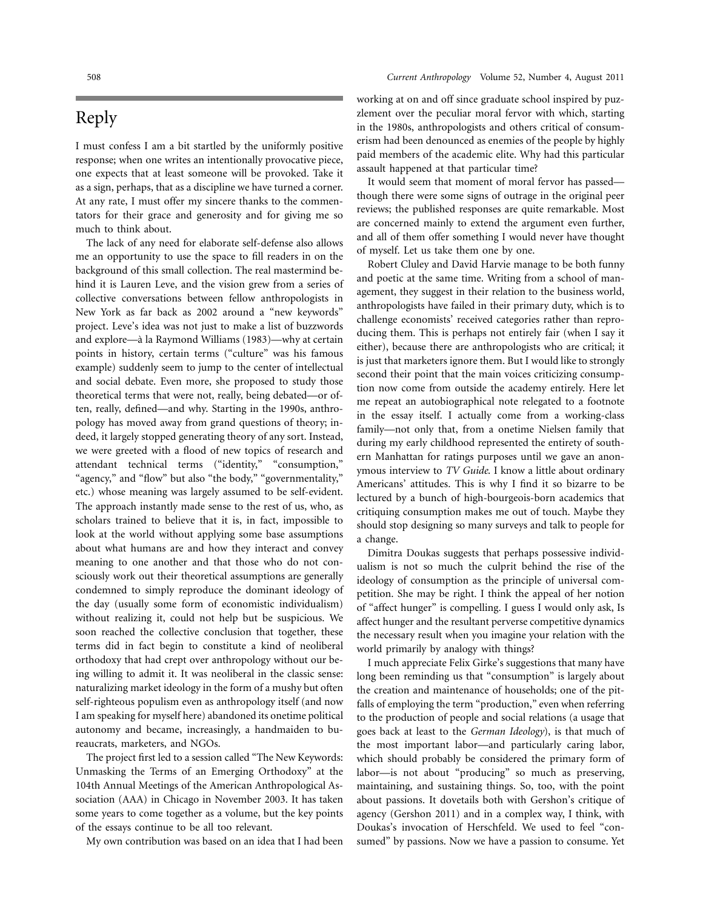# Reply

I must confess I am a bit startled by the uniformly positive response; when one writes an intentionally provocative piece, one expects that at least someone will be provoked. Take it as a sign, perhaps, that as a discipline we have turned a corner. At any rate, I must offer my sincere thanks to the commentators for their grace and generosity and for giving me so much to think about.

The lack of any need for elaborate self-defense also allows me an opportunity to use the space to fill readers in on the background of this small collection. The real mastermind behind it is Lauren Leve, and the vision grew from a series of collective conversations between fellow anthropologists in New York as far back as 2002 around a "new keywords" project. Leve's idea was not just to make a list of buzzwords and explore—à la Raymond Williams (1983)—why at certain points in history, certain terms ("culture" was his famous example) suddenly seem to jump to the center of intellectual and social debate. Even more, she proposed to study those theoretical terms that were not, really, being debated—or often, really, defined—and why. Starting in the 1990s, anthropology has moved away from grand questions of theory; indeed, it largely stopped generating theory of any sort. Instead, we were greeted with a flood of new topics of research and attendant technical terms ("identity," "consumption," "agency," and "flow" but also "the body," "governmentality," etc.) whose meaning was largely assumed to be self-evident. The approach instantly made sense to the rest of us, who, as scholars trained to believe that it is, in fact, impossible to look at the world without applying some base assumptions about what humans are and how they interact and convey meaning to one another and that those who do not consciously work out their theoretical assumptions are generally condemned to simply reproduce the dominant ideology of the day (usually some form of economistic individualism) without realizing it, could not help but be suspicious. We soon reached the collective conclusion that together, these terms did in fact begin to constitute a kind of neoliberal orthodoxy that had crept over anthropology without our being willing to admit it. It was neoliberal in the classic sense: naturalizing market ideology in the form of a mushy but often self-righteous populism even as anthropology itself (and now I am speaking for myself here) abandoned its onetime political autonomy and became, increasingly, a handmaiden to bureaucrats, marketers, and NGOs.

The project first led to a session called "The New Keywords: Unmasking the Terms of an Emerging Orthodoxy" at the 104th Annual Meetings of the American Anthropological Association (AAA) in Chicago in November 2003. It has taken some years to come together as a volume, but the key points of the essays continue to be all too relevant.

My own contribution was based on an idea that I had been working at on and off since graduate school inspired by puzzlement over the peculiar moral fervor with which, starting in the 1980s, anthropologists and others critical of consumerism had been denounced as enemies of the people by highly paid members of the academic elite. Why had this particular assault happened at that particular time?

It would seem that moment of moral fervor has passed—though there were some signs of outrage in the original peer reviews; the published responses are quite remarkable. Most are concerned mainly to extend the argument even further, and all of them offer something I would never have thought of myself. Let us take them one by one.

Robert Cluley and David Harvie manage to be both funny and poetic at the same time. Writing from a school of management, they suggest in their relation to the business world, anthropologists have failed in their primary duty, which is to challenge economists' received categories rather than reproducing them. This is perhaps not entirely fair (when I say it either), because there are anthropologists who are critical; it is just that marketers ignore them. But I would like to strongly second their point that the main voices criticizing consumption now come from outside the academy entirely. Here let me repeat an autobiographical note relegated to a footnote in the essay itself. I actually come from a working-class family—not only that, from a onetime Nielsen family that during my early childhood represented the entirety of southern Manhattan for ratings purposes until we gave an anonymous interview to *TV Guide*. I know a little about ordinary Americans' attitudes. This is why I find it so bizarre to be lectured by a bunch of high-bourgeois-born academics that critiquing consumption makes me out of touch. Maybe they should stop designing so many surveys and talk to people for a change.

Dimitra Doukas suggests that perhaps possessive individualism is not so much the culprit behind the rise of the ideology of consumption as the principle of universal competition. She may be right. I think the appeal of her notion of "affect hunger" is compelling. I guess I would only ask, Is affect hunger and the resultant perverse competitive dynamics the necessary result when you imagine your relation with the world primarily by analogy with things?

I much appreciate Felix Girke's suggestions that many have long been reminding us that "consumption" is largely about the creation and maintenance of households; one of the pitfalls of employing the term "production," even when referring to the production of people and social relations (a usage that goes back at least to the *German Ideology*), is that much of the most important labor—and particularly caring labor, which should probably be considered the primary form of labor—is not about "producing" so much as preserving, maintaining, and sustaining things. So, too, with the point about passions. It dovetails both with Gershon's critique of agency (Gershon 2011) and in a complex way, I think, with Doukas's invocation of Herschfeld. We used to feel "consumed" by passions. Now we have a passion to consume. Yet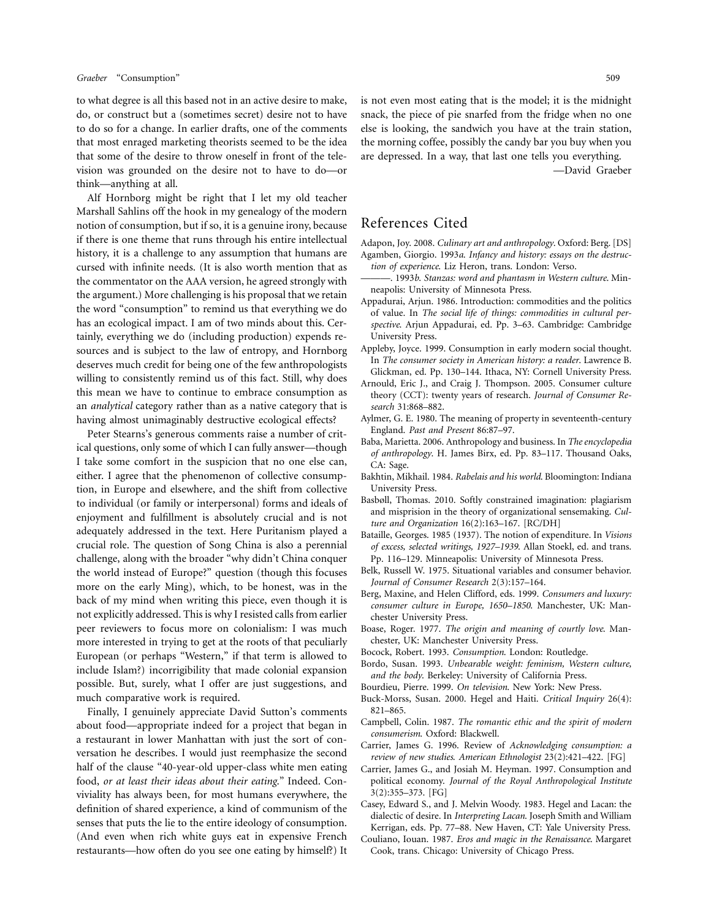to what degree is all this based not in an active desire to make, do, or construct but a (sometimes secret) desire not to have to do so for a change. In earlier drafts, one of the comments that most enraged marketing theorists seemed to be the idea that some of the desire to throw oneself in front of the television was grounded on the desire not to have to do—or think—anything at all.

Alf Hornborg might be right that I let my old teacher Marshall Sahlins off the hook in my genealogy of the modern notion of consumption, but if so, it is a genuine irony, because if there is one theme that runs through his entire intellectual history, it is a challenge to any assumption that humans are cursed with infinite needs. (It is also worth mention that as the commentator on the AAA version, he agreed strongly with the argument.) More challenging is his proposal that we retain the word "consumption" to remind us that everything we do has an ecological impact. I am of two minds about this. Certainly, everything we do (including production) expends resources and is subject to the law of entropy, and Hornborg deserves much credit for being one of the few anthropologists willing to consistently remind us of this fact. Still, why does this mean we have to continue to embrace consumption as an *analytical* category rather than as a native category that is having almost unimaginably destructive ecological effects?

Peter Stearns's generous comments raise a number of critical questions, only some of which I can fully answer—though I take some comfort in the suspicion that no one else can, either. I agree that the phenomenon of collective consumption, in Europe and elsewhere, and the shift from collective to individual (or family or interpersonal) forms and ideals of enjoyment and fulfillment is absolutely crucial and is not adequately addressed in the text. Here Puritanism played a crucial role. The question of Song China is also a perennial challenge, along with the broader "why didn't China conquer the world instead of Europe?" question (though this focuses more on the early Ming), which, to be honest, was in the back of my mind when writing this piece, even though it is not explicitly addressed. This is why I resisted calls from earlier peer reviewers to focus more on colonialism: I was much more interested in trying to get at the roots of that peculiarly European (or perhaps "Western," if that term is allowed to include Islam?) incorrigibility that made colonial expansion possible. But, surely, what I offer are just suggestions, and much comparative work is required.

Finally, I genuinely appreciate David Sutton's comments about food—appropriate indeed for a project that began in a restaurant in lower Manhattan with just the sort of conversation he describes. I would just reemphasize the second half of the clause "40-year-old upper-class white men eating food, *or at least their ideas about their eating*." Indeed. Conviviality has always been, for most humans everywhere, the definition of shared experience, a kind of communism of the senses that puts the lie to the entire ideology of consumption. (And even when rich white guys eat in expensive French restaurants—how often do you see one eating by himself?) It is not even most eating that is the model; it is the midnight snack, the piece of pie snarfed from the fridge when no one else is looking, the sandwich you have at the train station, the morning coffee, possibly the candy bar you buy when you are depressed. In a way, that last one tells you everything.

—David Graeber

## References Cited

Adapon, Joy. 2008. *Culinary art and anthropology*. Oxford: Berg. [DS]

Agamben, Giorgio. 1993*a*. *Infancy and history: essays on the destruction of experience*. Liz Heron, trans. London: Verso.

———. 1993*b*. *Stanzas: word and phantasm in Western culture*. Minneapolis: University of Minnesota Press.

Appadurai, Arjun. 1986. Introduction: commodities and the politics of value. In *The social life of things: commodities in cultural perspective*. Arjun Appadurai, ed. Pp. 3–63. Cambridge: Cambridge University Press.

Appleby, Joyce. 1999. Consumption in early modern social thought. In *The consumer society in American history: a reader*. Lawrence B. Glickman, ed. Pp. 130–144. Ithaca, NY: Cornell University Press.

Arnould, Eric J., and Craig J. Thompson. 2005. Consumer culture theory (CCT): twenty years of research. *Journal of Consumer Research* 31:868–882.

Aylmer, G. E. 1980. The meaning of property in seventeenth-century England. *Past and Present* 86:87–97.

Baba, Marietta. 2006. Anthropology and business. In *The encyclopedia of anthropology*. H. James Birx, ed. Pp. 83–117. Thousand Oaks, CA: Sage.

Bakhtin, Mikhail. 1984. *Rabelais and his world*. Bloomington: Indiana University Press.

Basbøll, Thomas. 2010. Softly constrained imagination: plagiarism and misprision in the theory of organizational sensemaking. *Culture and Organization* 16(2):163–167. [RC/DH]

Bataille, Georges. 1985 (1937). The notion of expenditure. In *Visions of excess, selected writings, 1927–1939*. Allan Stoekl, ed. and trans. Pp. 116–129. Minneapolis: University of Minnesota Press.

Belk, Russell W. 1975. Situational variables and consumer behavior. *Journal of Consumer Research* 2(3):157–164.

Berg, Maxine, and Helen Clifford, eds. 1999. *Consumers and luxury: consumer culture in Europe, 1650–1850*. Manchester, UK: Manchester University Press.

Boase, Roger. 1977. *The origin and meaning of courtly love*. Manchester, UK: Manchester University Press.

Bocock, Robert. 1993. *Consumption*. London: Routledge.

Bordo, Susan. 1993. *Unbearable weight: feminism, Western culture, and the body*. Berkeley: University of California Press.

Bourdieu, Pierre. 1999. *On television*. New York: New Press.

Buck-Morss, Susan. 2000. Hegel and Haiti. *Critical Inquiry* 26(4): 821–865.

Campbell, Colin. 1987. *The romantic ethic and the spirit of modern consumerism*. Oxford: Blackwell.

Carrier, James G. 1996. Review of *Acknowledging consumption: a review of new studies*. *American Ethnologist* 23(2):421–422. [FG]

Carrier, James G., and Josiah M. Heyman. 1997. Consumption and political economy. *Journal of the Royal Anthropological Institute* 3(2):355–373. [FG]

Casey, Edward S., and J. Melvin Woody. 1983. Hegel and Lacan: the dialectic of desire. In *Interpreting Lacan*. Joseph Smith and William Kerrigan, eds. Pp. 77–88. New Haven, CT: Yale University Press.

Couliano, Iouan. 1987. *Eros and magic in the Renaissance*. Margaret Cook, trans. Chicago: University of Chicago Press.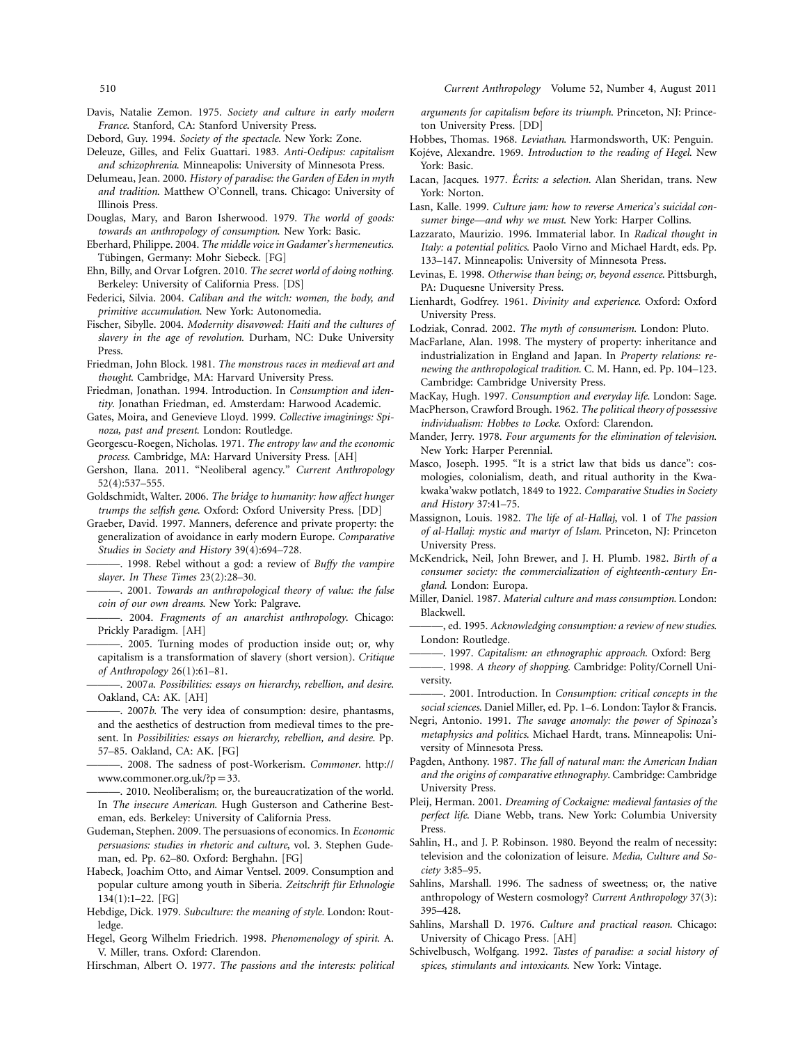Davis, Natalie Zemon. 1975. *Society and culture in early modern France*. Stanford, CA: Stanford University Press.

Debord, Guy. 1994. *Society of the spectacle*. New York: Zone.

Deleuze, Gilles, and Felix Guattari. 1983. *Anti-Oedipus: capitalism and schizophrenia*. Minneapolis: University of Minnesota Press.

Delumeau, Jean. 2000. *History of paradise: the Garden of Eden in myth and tradition*. Matthew O'Connell, trans. Chicago: University of Illinois Press.

Douglas, Mary, and Baron Isherwood. 1979. *The world of goods: towards an anthropology of consumption*. New York: Basic.

Eberhard, Philippe. 2004. *The middle voice in Gadamer's hermeneutics*. Tübingen, Germany: Mohr Siebeck. [FG]

Ehn, Billy, and Orvar Lofgren. 2010. *The secret world of doing nothing*. Berkeley: University of California Press. [DS]

Federici, Silvia. 2004. *Caliban and the witch: women, the body, and primitive accumulation*. New York: Autonomedia.

Fischer, Sibylle. 2004. *Modernity disavowed: Haiti and the cultures of slavery in the age of revolution*. Durham, NC: Duke University Press.

Friedman, John Block. 1981. *The monstrous races in medieval art and thought*. Cambridge, MA: Harvard University Press.

Friedman, Jonathan. 1994. Introduction. In *Consumption and identity*. Jonathan Friedman, ed. Amsterdam: Harwood Academic.

Gates, Moira, and Genevieve Lloyd. 1999. *Collective imaginings: Spinoza, past and present*. London: Routledge.

Georgescu-Roegen, Nicholas. 1971. *The entropy law and the economic process*. Cambridge, MA: Harvard University Press. [AH]

Gershon, Ilana. 2011. "Neoliberal agency." *Current Anthropology* 52(4):537–555.

Goldschmidt, Walter. 2006. *The bridge to humanity: how affect hunger trumps the selfish gene*. Oxford: Oxford University Press. [DD]

Graeber, David. 1997. Manners, deference and private property: the generalization of avoidance in early modern Europe. *Comparative Studies in Society and History* 39(4):694–728.

———. 1998. Rebel without a god: a review of *Buffy the vampire slayer*. *In These Times* 23(2):28–30.

———. 2001. *Towards an anthropological theory of value: the false coin of our own dreams*. New York: Palgrave.

———. 2004. *Fragments of an anarchist anthropology*. Chicago: Prickly Paradigm. [AH]

———. 2005. Turning modes of production inside out; or, why capitalism is a transformation of slavery (short version). *Critique of Anthropology* 26(1):61–81.

———. 2007*a*. *Possibilities: essays on hierarchy, rebellion, and desire*. Oakland, CA: AK. [AH]

———. 2007*b*. The very idea of consumption: desire, phantasms, and the aesthetics of destruction from medieval times to the present. In *Possibilities: essays on hierarchy, rebellion, and desire*. Pp. 57–85. Oakland, CA: AK. [FG]

———. 2008. The sadness of post-Workerism. *Commoner*. http://www.commoner.org.uk/?p=33.

———. 2010. Neoliberalism; or, the bureaucratization of the world. In *The insecure American*. Hugh Gusterson and Catherine Besteman, eds. Berkeley: University of California Press.

Gudeman, Stephen. 2009. The persuasions of economics. In *Economic persuasions: studies in rhetoric and culture*, vol. 3. Stephen Gudeman, ed. Pp. 62–80. Oxford: Berghahn. [FG]

Habeck, Joachim Otto, and Aimar Ventsel. 2009. Consumption and popular culture among youth in Siberia. *Zeitschrift für Ethnologie* 134(1):1–22. [FG]

Hebdige, Dick. 1979. *Subculture: the meaning of style*. London: Routledge.

Hegel, Georg Wilhelm Friedrich. 1998. *Phenomenology of spirit*. A. V. Miller, trans. Oxford: Clarendon.

Hirschman, Albert O. 1977. *The passions and the interests: political arguments for capitalism before its triumph*. Princeton, NJ: Princeton University Press. [DD]

Hobbes, Thomas. 1968. *Leviathan*. Harmondsworth, UK: Penguin.

Kojéve, Alexandre. 1969. *Introduction to the reading of Hegel*. New York: Basic.

Lacan, Jacques. 1977. *Écrits: a selection*. Alan Sheridan, trans. New York: Norton.

Lasn, Kalle. 1999. *Culture jam: how to reverse America's suicidal consumer binge—and why we must*. New York: Harper Collins.

Lazzarato, Maurizio. 1996. Immaterial labor. In *Radical thought in Italy: a potential politics*. Paolo Virno and Michael Hardt, eds. Pp. 133–147. Minneapolis: University of Minnesota Press.

Levinas, E. 1998. *Otherwise than being; or, beyond essence*. Pittsburgh, PA: Duquesne University Press.

Lienhardt, Godfrey. 1961. *Divinity and experience*. Oxford: Oxford University Press.

Lodziak, Conrad. 2002. *The myth of consumerism*. London: Pluto.

MacFarlane, Alan. 1998. The mystery of property: inheritance and industrialization in England and Japan. In *Property relations: renewing the anthropological tradition*. C. M. Hann, ed. Pp. 104–123. Cambridge: Cambridge University Press.

MacKay, Hugh. 1997. *Consumption and everyday life*. London: Sage.

MacPherson, Crawford Brough. 1962. *The political theory of possessive individualism: Hobbes to Locke*. Oxford: Clarendon.

Mander, Jerry. 1978. *Four arguments for the elimination of television*. New York: Harper Perennial.

Masco, Joseph. 1995. "It is a strict law that bids us dance": cosmologies, colonialism, death, and ritual authority in the Kwakwaka'wakw potlatch, 1849 to 1922. *Comparative Studies in Society and History* 37:41–75.

Massignon, Louis. 1982. *The life of al-Hallaj*, vol. 1 of *The passion of al-Hallaj: mystic and martyr of Islam*. Princeton, NJ: Princeton University Press.

McKendrick, Neil, John Brewer, and J. H. Plumb. 1982. *Birth of a consumer society: the commercialization of eighteenth-century England*. London: Europa.

Miller, Daniel. 1987. *Material culture and mass consumption*. London: Blackwell.

———, ed. 1995. *Acknowledging consumption: a review of new studies*. London: Routledge.

———. 1997. *Capitalism: an ethnographic approach*. Oxford: Berg

———. 1998. *A theory of shopping*. Cambridge: Polity/Cornell University.

———. 2001. Introduction. In *Consumption: critical concepts in the social sciences*. Daniel Miller, ed. Pp. 1–6. London: Taylor & Francis.

Negri, Antonio. 1991. *The savage anomaly: the power of Spinoza's metaphysics and politics*. Michael Hardt, trans. Minneapolis: University of Minnesota Press.

Pagden, Anthony. 1987. *The fall of natural man: the American Indian and the origins of comparative ethnography*. Cambridge: Cambridge University Press.

Pleij, Herman. 2001. *Dreaming of Cockaigne: medieval fantasies of the perfect life*. Diane Webb, trans. New York: Columbia University Press.

Sahlin, H., and J. P. Robinson. 1980. Beyond the realm of necessity: television and the colonization of leisure. *Media, Culture and Society* 3:85–95.

Sahlins, Marshall. 1996. The sadness of sweetness; or, the native anthropology of Western cosmology? *Current Anthropology* 37(3): 395–428.

Sahlins, Marshall D. 1976. *Culture and practical reason*. Chicago: University of Chicago Press. [AH]

Schivelbusch, Wolfgang. 1992. *Tastes of paradise: a social history of spices, stimulants and intoxicants*. New York: Vintage.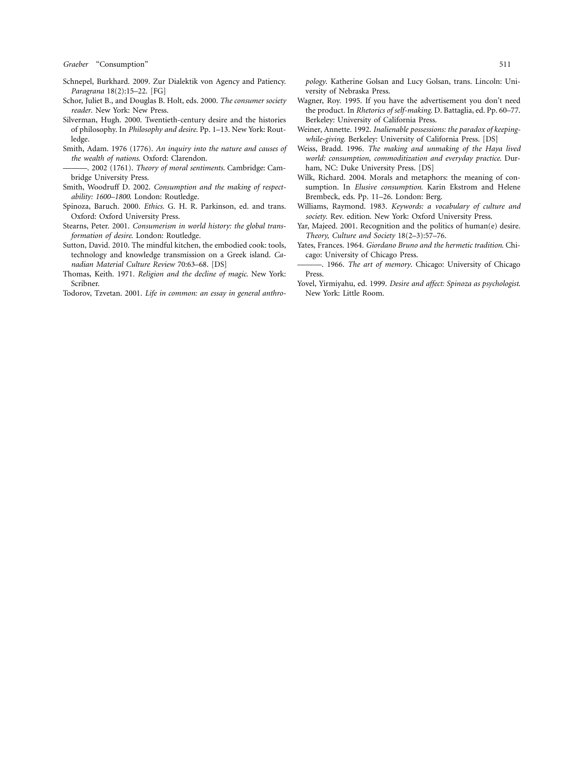Schnepel, Burkhard. 2009. Zur Dialektik von Agency and Patiency. *Paragrana* 18(2):15–22. [FG]

Schor, Juliet B., and Douglas B. Holt, eds. 2000. *The consumer society reader*. New York: New Press.

Silverman, Hugh. 2000. Twentieth-century desire and the histories of philosophy. In *Philosophy and desire*. Pp. 1–13. New York: Routledge.

Smith, Adam. 1976 (1776). *An inquiry into the nature and causes of the wealth of nations*. Oxford: Clarendon.

———. 2002 (1761). *Theory of moral sentiments*. Cambridge: Cambridge University Press.

Smith, Woodruff D. 2002. *Consumption and the making of respectability: 1600–1800*. London: Routledge.

Spinoza, Baruch. 2000. *Ethics*. G. H. R. Parkinson, ed. and trans. Oxford: Oxford University Press.

Stearns, Peter. 2001. *Consumerism in world history: the global transformation of desire*. London: Routledge.

Sutton, David. 2010. The mindful kitchen, the embodied cook: tools, technology and knowledge transmission on a Greek island. *Canadian Material Culture Review* 70:63–68. [DS]

Thomas, Keith. 1971. *Religion and the decline of magic*. New York: Scribner.

Todorov, Tzvetan. 2001. *Life in common: an essay in general anthropology*. Katherine Golsan and Lucy Golsan, trans. Lincoln: University of Nebraska Press.

Wagner, Roy. 1995. If you have the advertisement you don't need the product. In *Rhetorics of self-making*. D. Battaglia, ed. Pp. 60–77. Berkeley: University of California Press.

Weiner, Annette. 1992. *Inalienable possessions: the paradox of keeping-while-giving*. Berkeley: University of California Press. [DS]

Weiss, Bradd. 1996. *The making and unmaking of the Haya lived world: consumption, commoditization and everyday practice*. Durham, NC: Duke University Press. [DS]

Wilk, Richard. 2004. Morals and metaphors: the meaning of consumption. In *Elusive consumption*. Karin Ekstrom and Helene Brembeck, eds. Pp. 11–26. London: Berg.

Williams, Raymond. 1983. *Keywords: a vocabulary of culture and society*. Rev. edition. New York: Oxford University Press.

Yar, Majeed. 2001. Recognition and the politics of human(e) desire. *Theory, Culture and Society* 18(2–3):57–76.

Yates, Frances. 1964. *Giordano Bruno and the hermetic tradition*. Chicago: University of Chicago Press.

———. 1966. *The art of memory*. Chicago: University of Chicago Press.

Yovel, Yirmiyahu, ed. 1999. *Desire and affect: Spinoza as psychologist*. New York: Little Room.